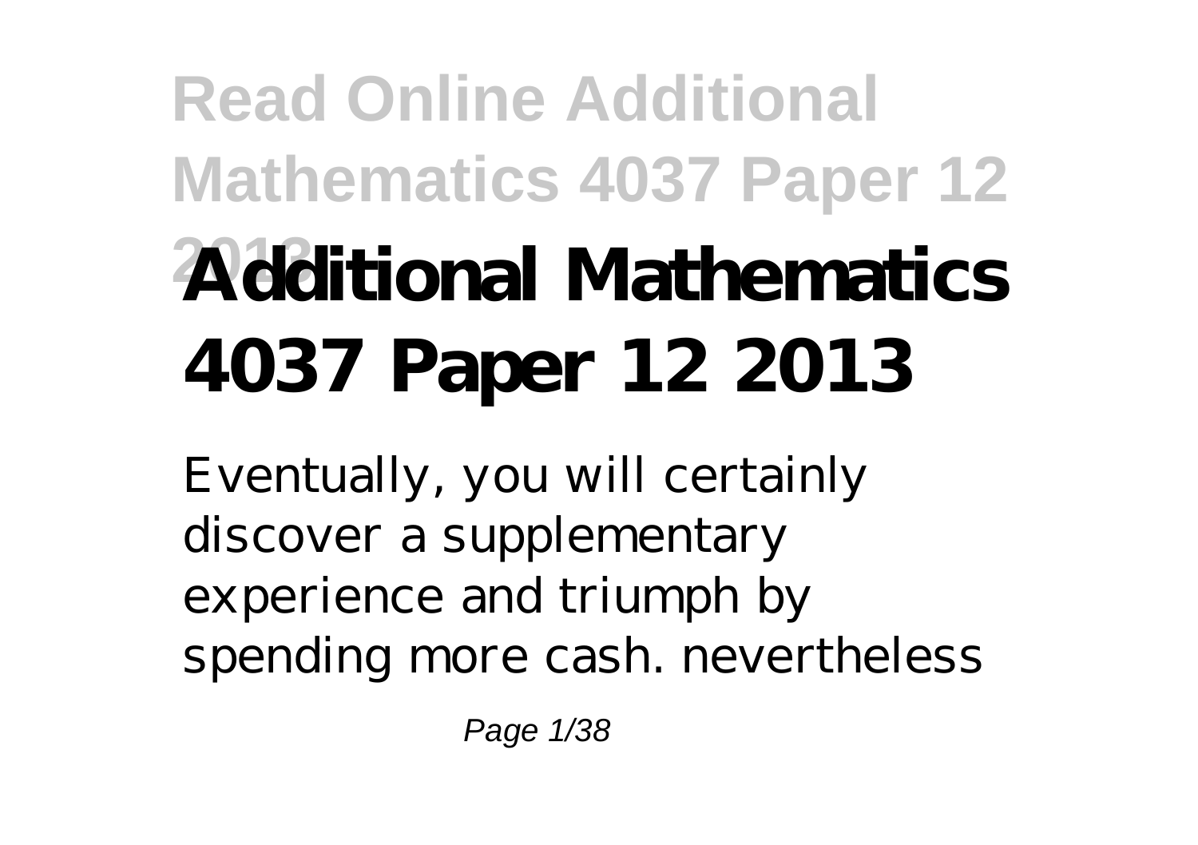# Additional Mathematics 4037 Paper 12 2013

Eventually, you will certainly discover a supplementary experience and triumph by spending more cash. nevertheless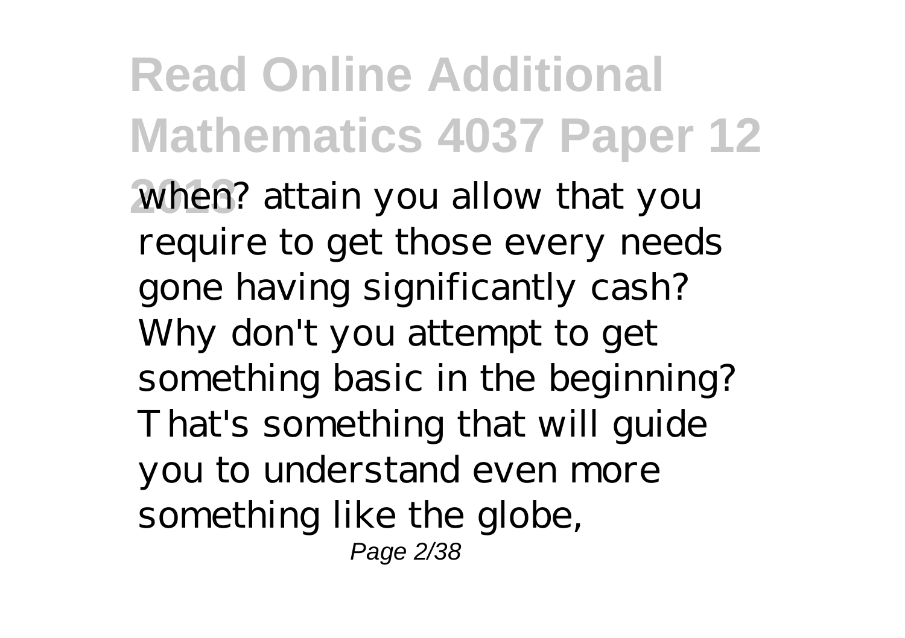when? attain you allow that you require to get those every needs gone having significantly cash? Why don't you attempt to get something basic in the beginning? That's something that will guide you to understand even more something like the globe,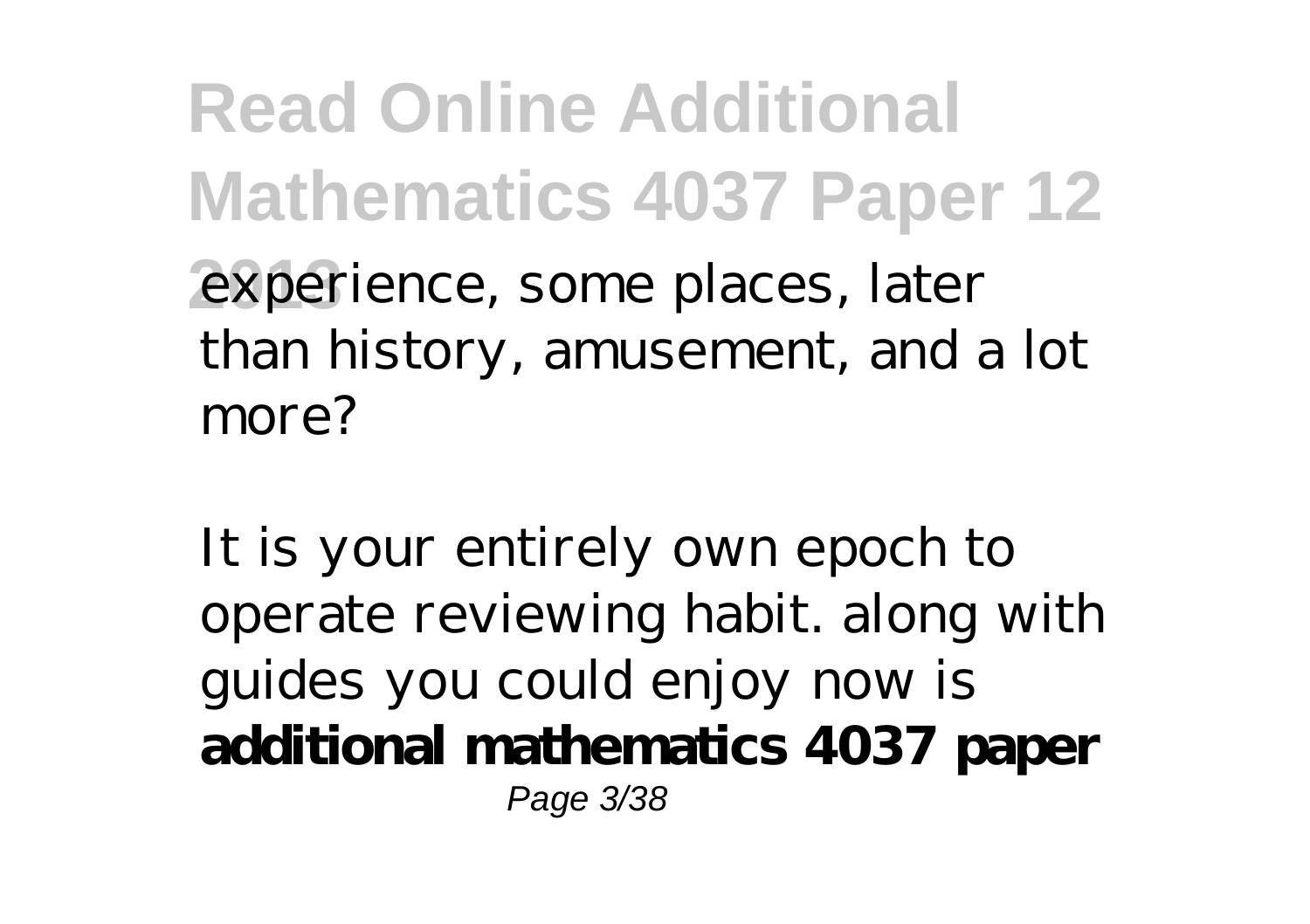experience, some places, later than history, amusement, and a lot more?

It is your entirely own epoch to operate reviewing habit. along with guides you could enjoy now is **additional mathematics 4037 paper**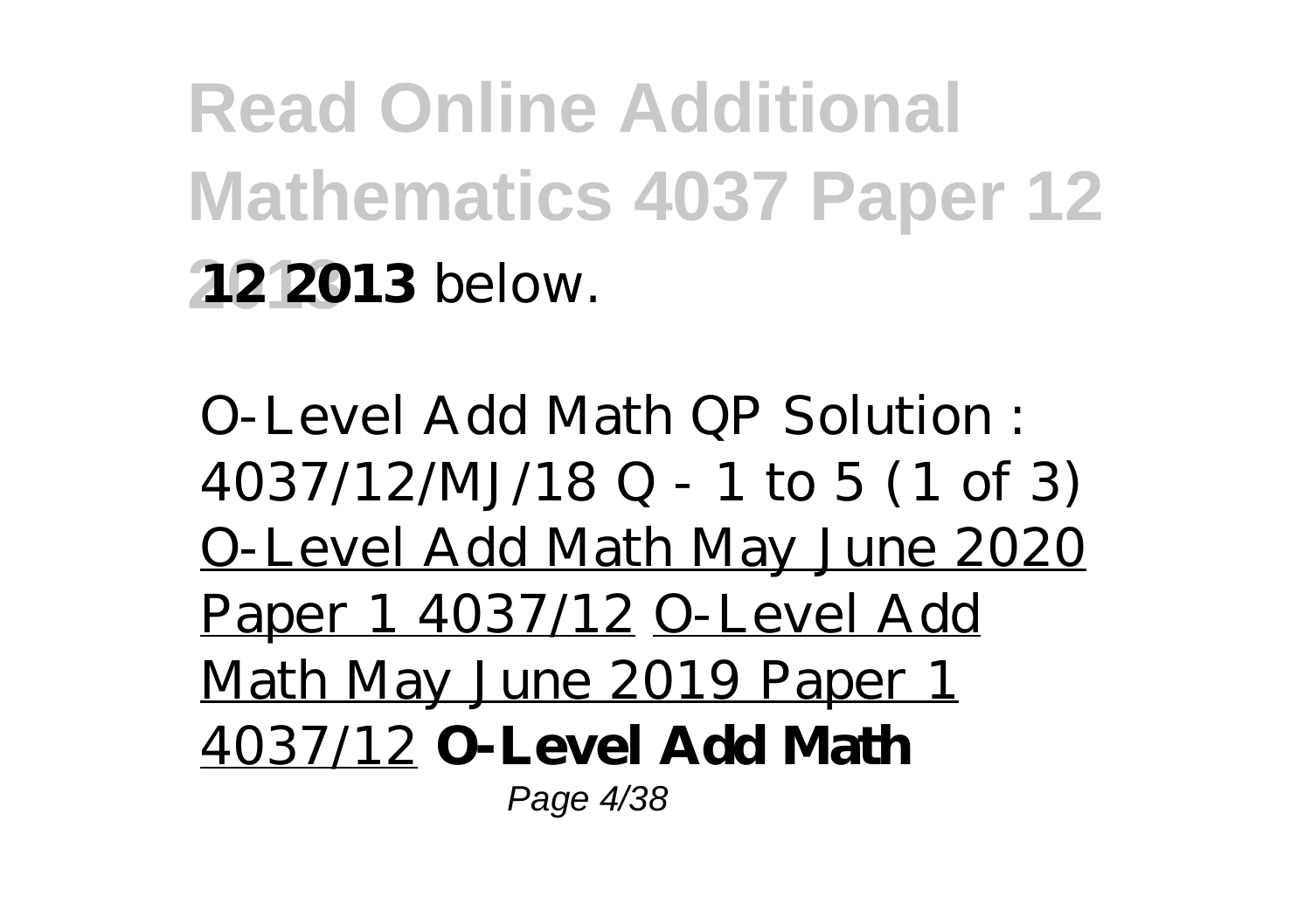**12 2013** below.

O-Level Add Math QP Solution : 4037/12/MJ/18 Q - 1 to 5 (1 of 3) O-Level Add Math May June 2020 Paper 1 4037/12 O-Level Add Math May June 2019 Paper 1 4037/12 **O-Level Add Math**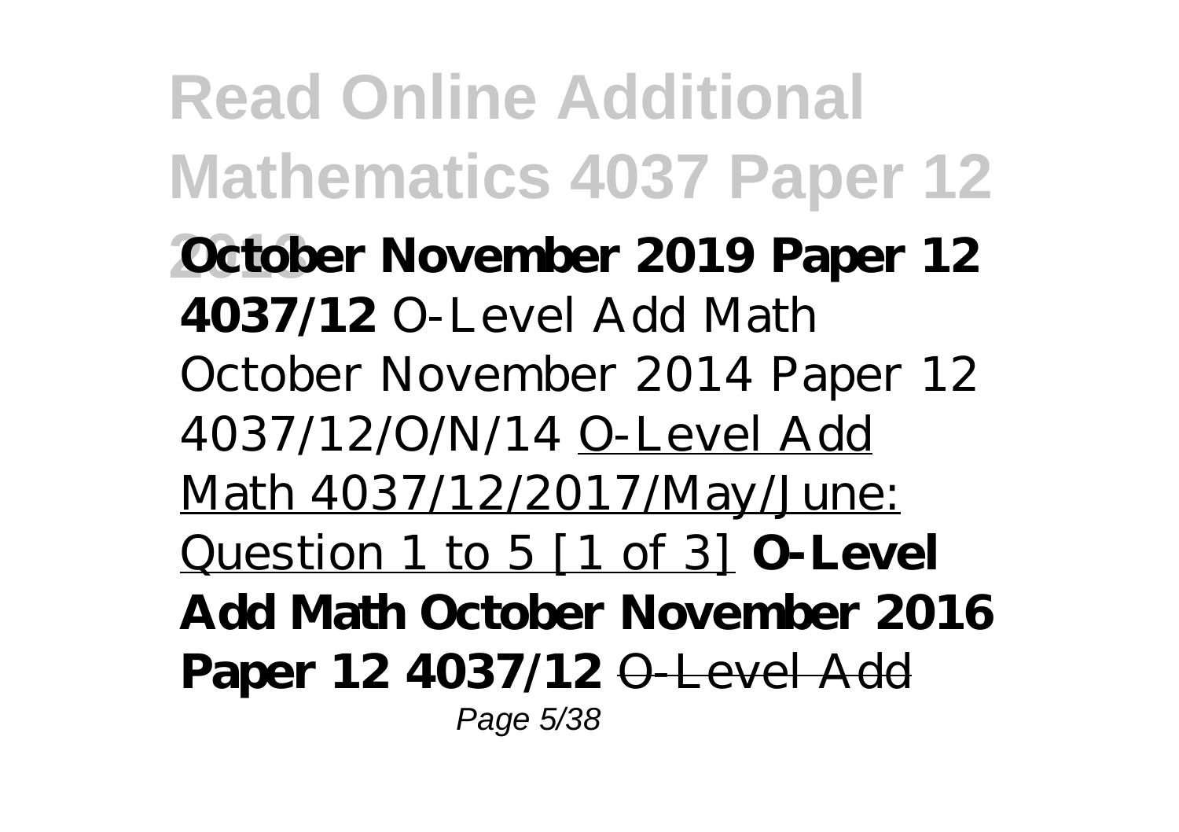**October November 2019 Paper 12 4037/12** O-Level Add Math October November 2014 Paper 12 4037/12/O/N/14 O-Level Add Math 4037/12/2017/May/June: Question 1 to 5 [1 of 3] **O-Level Add Math October November 2016 Paper 12 4037/12** ~~O-Level Add~~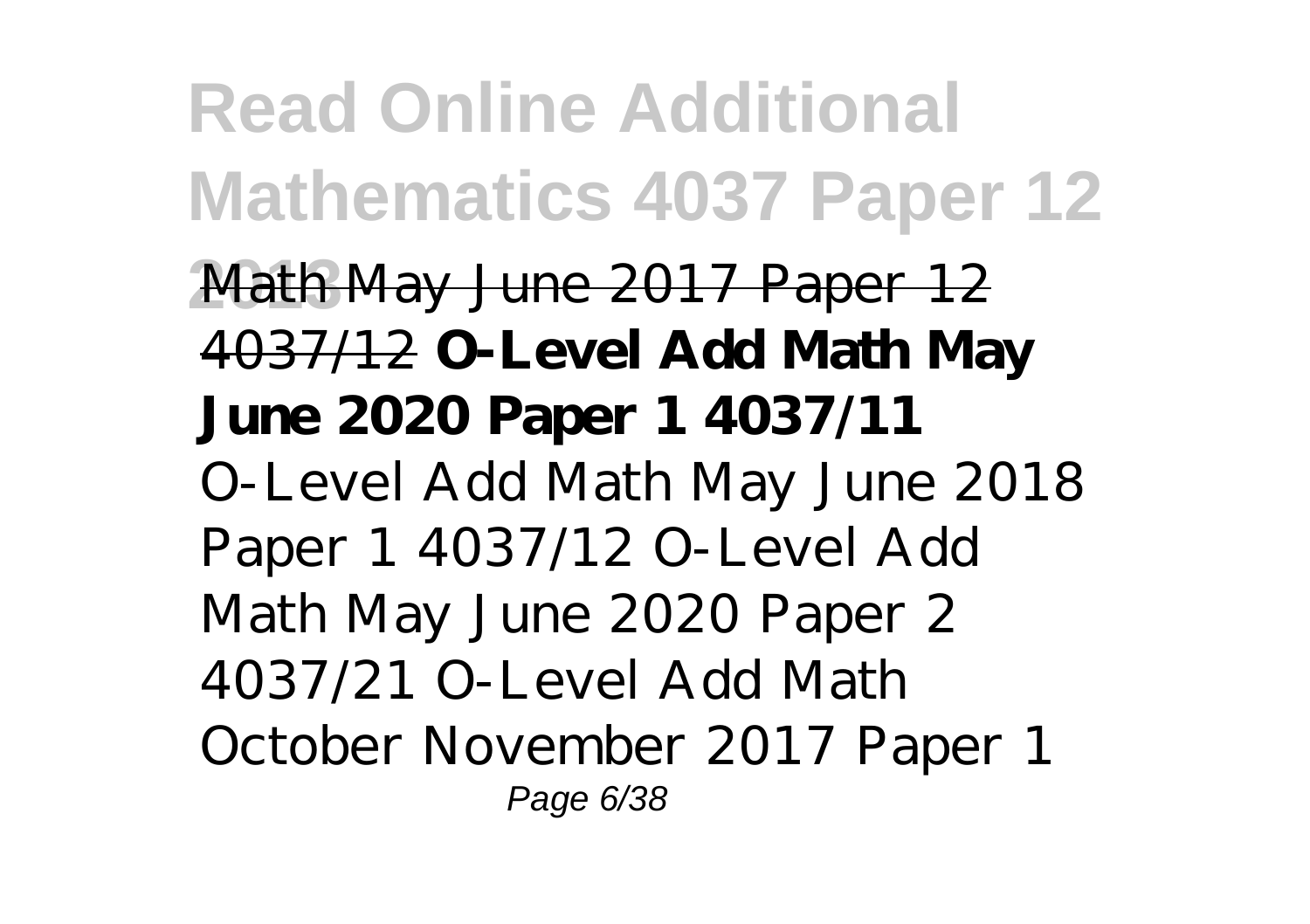Math May June 2017 Paper 12 4037/12 **O-Level Add Math May June 2020 Paper 1 4037/11** *O-Level Add Math May June 2018 Paper 1 4037/12 O-Level Add Math May June 2020 Paper 2 4037/21 O-Level Add Math October November 2017 Paper 1*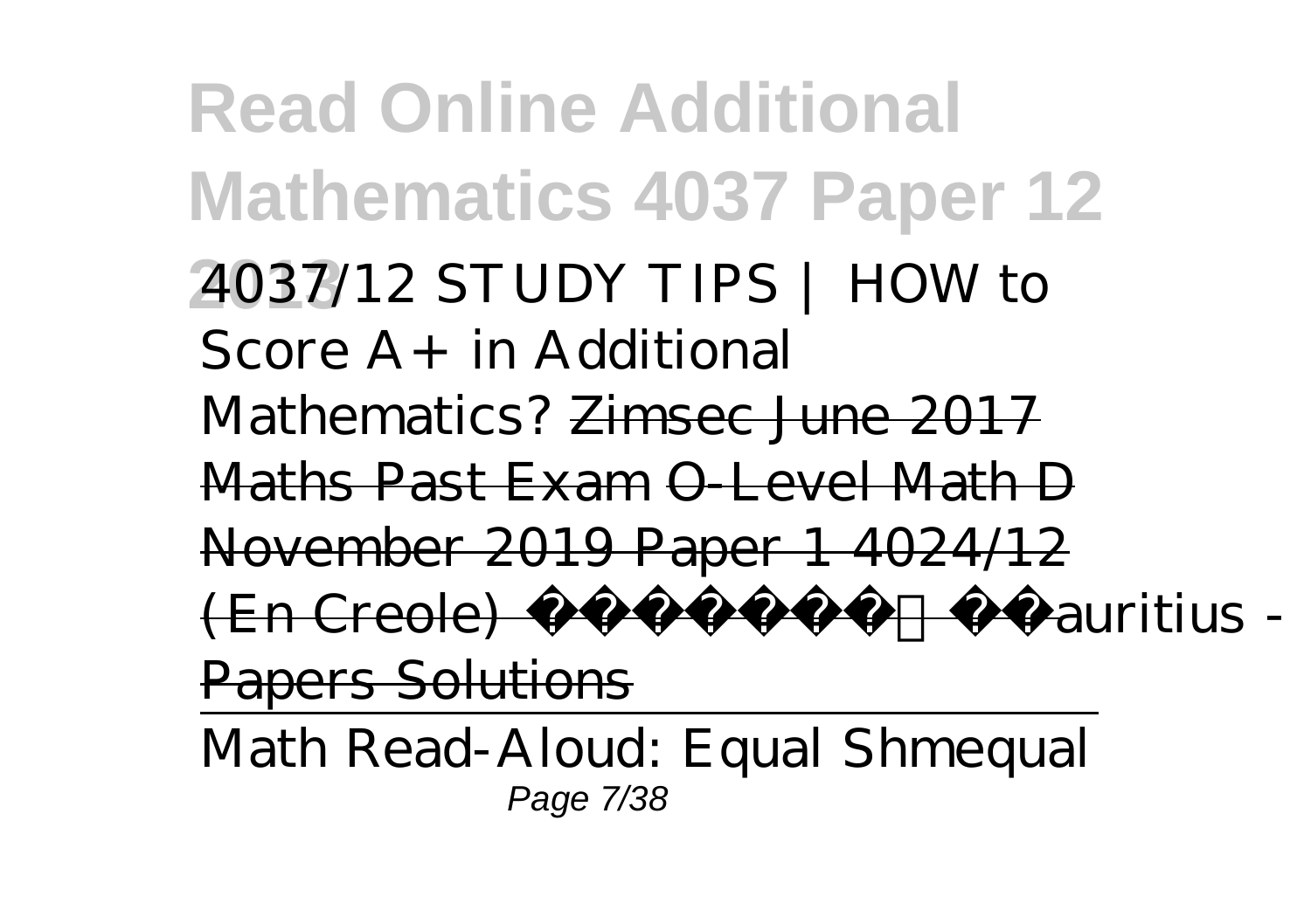*4037/12 STUDY TIPS | HOW to Score A+ in Additional Mathematics?* ~~Zimsec June 2017 Maths Past Exam~~ ~~O-Level Math D November 2019 Paper 1 4024/12 (En Creole) Mauritius - Papers Solutions~~

Math Read-Aloud: Equal Shmequal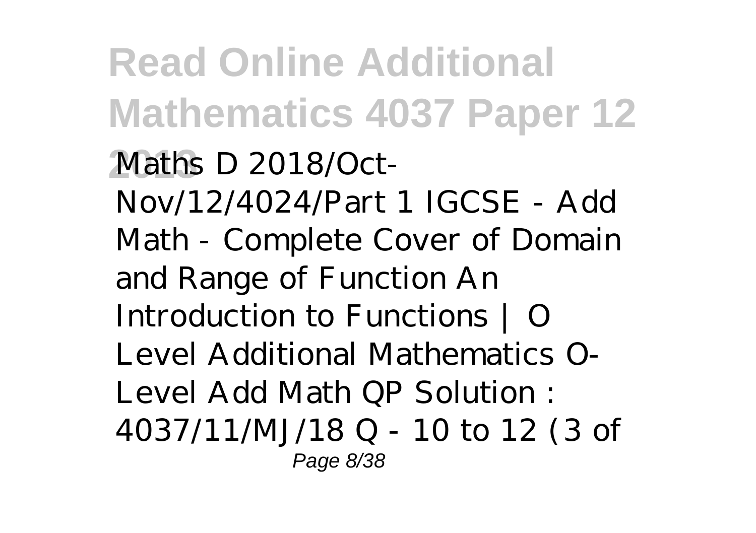Maths D 2018/Oct-Nov/12/4024/Part 1 IGCSE - Add Math - Complete Cover of Domain and Range of Function An Introduction to Functions | O Level Additional Mathematics O-Level Add Math QP Solution : 4037/11/MJ/18 Q - 10 to 12 (3 of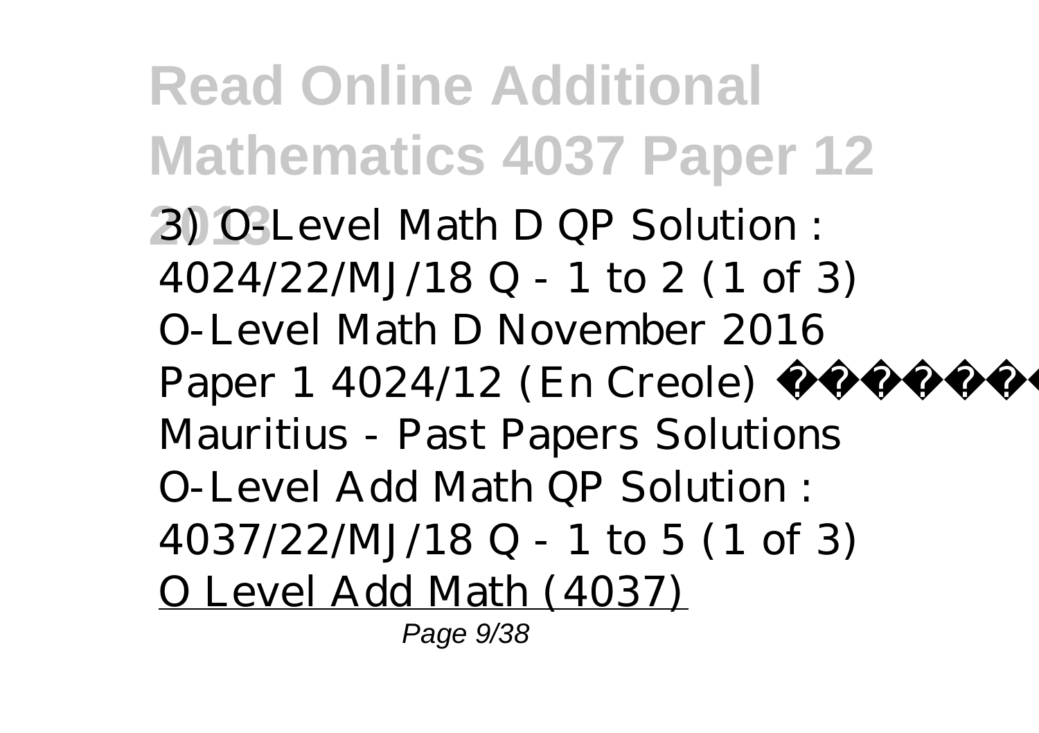3) *O-Level Math D QP Solution : 4024/22/MJ/18 Q - 1 to 2 (1 of 3) O-Level Math D November 2016 Paper 1 4024/12 (En Creole) Mauritius - Past Papers Solutions O-Level Add Math QP Solution : 4037/22/MJ/18 Q - 1 to 5 (1 of 3)* O Level Add Math (4037)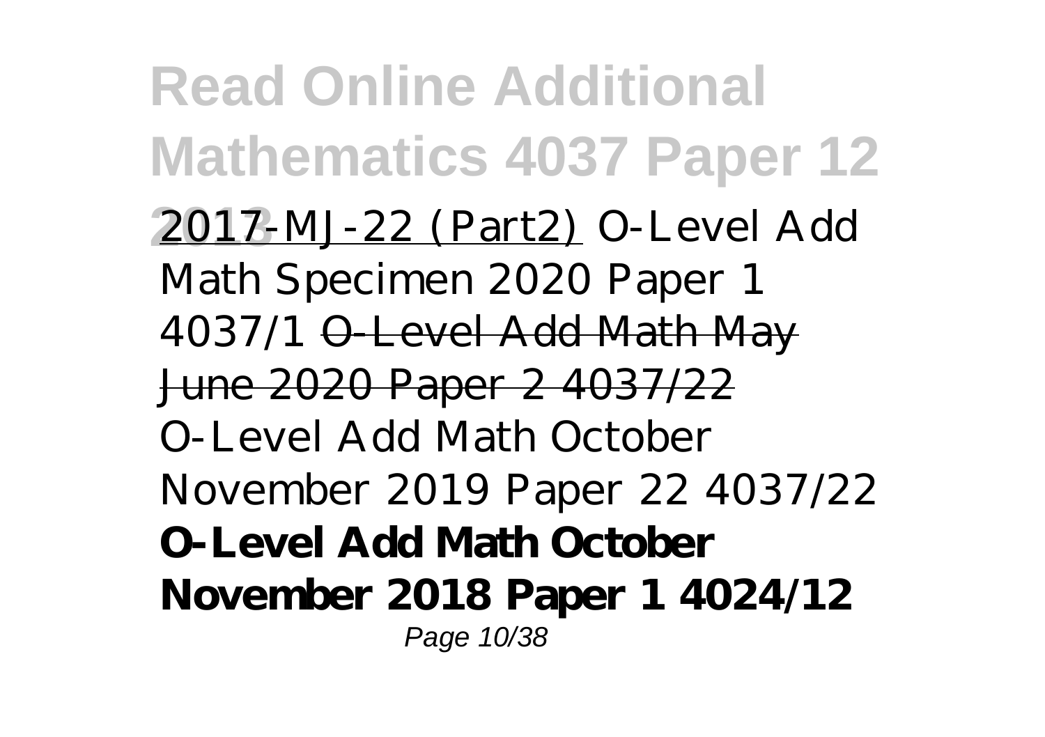2017-MJ-22 (Part2) *O-Level Add Math Specimen 2020 Paper 1 4037/1* O-Level Add Math May June 2020 Paper 2 4037/22 *O-Level Add Math October November 2019 Paper 22 4037/22* **O-Level Add Math October November 2018 Paper 1 4024/12**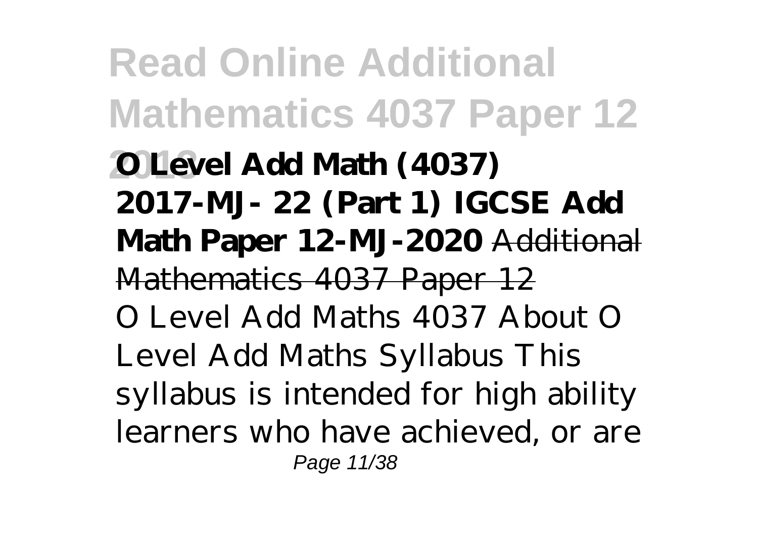**O Level Add Math (4037) 2017-MJ- 22 (Part 1) IGCSE Add Math Paper 12-MJ-2020** Additional Mathematics 4037 Paper 12

O Level Add Maths 4037 About O Level Add Maths Syllabus This syllabus is intended for high ability learners who have achieved, or are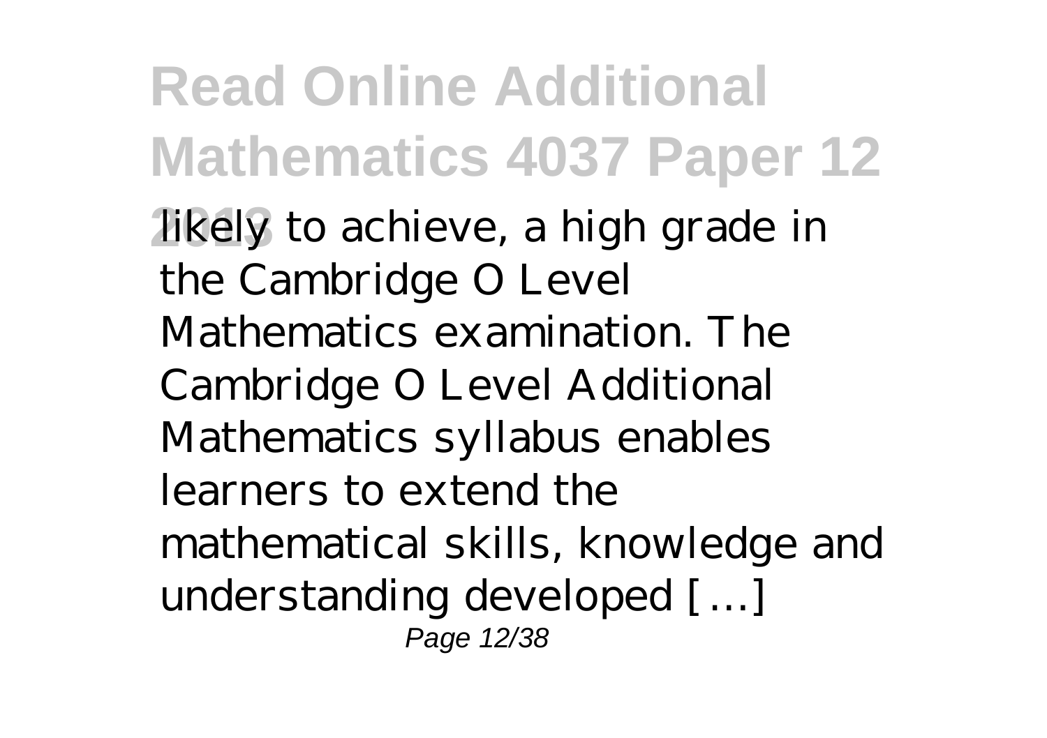likely to achieve, a high grade in the Cambridge O Level Mathematics examination. The Cambridge O Level Additional Mathematics syllabus enables learners to extend the mathematical skills, knowledge and understanding developed […]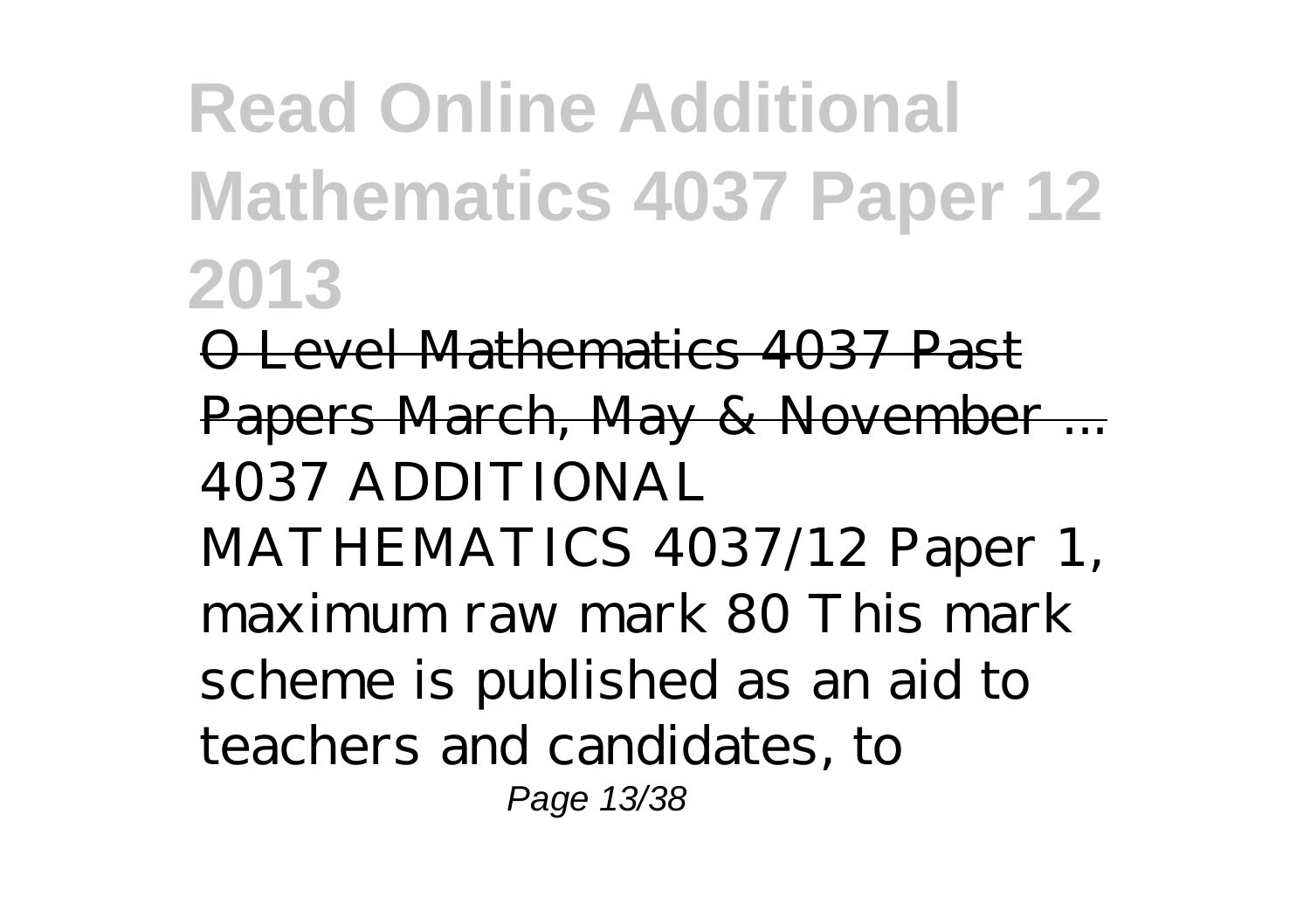# Read Online Additional Mathematics 4037 Paper 12 2013

O Level Mathematics 4037 Past Papers March, May & November ...

4037 ADDITIONAL MATHEMATICS 4037/12 Paper 1, maximum raw mark 80 This mark scheme is published as an aid to teachers and candidates, to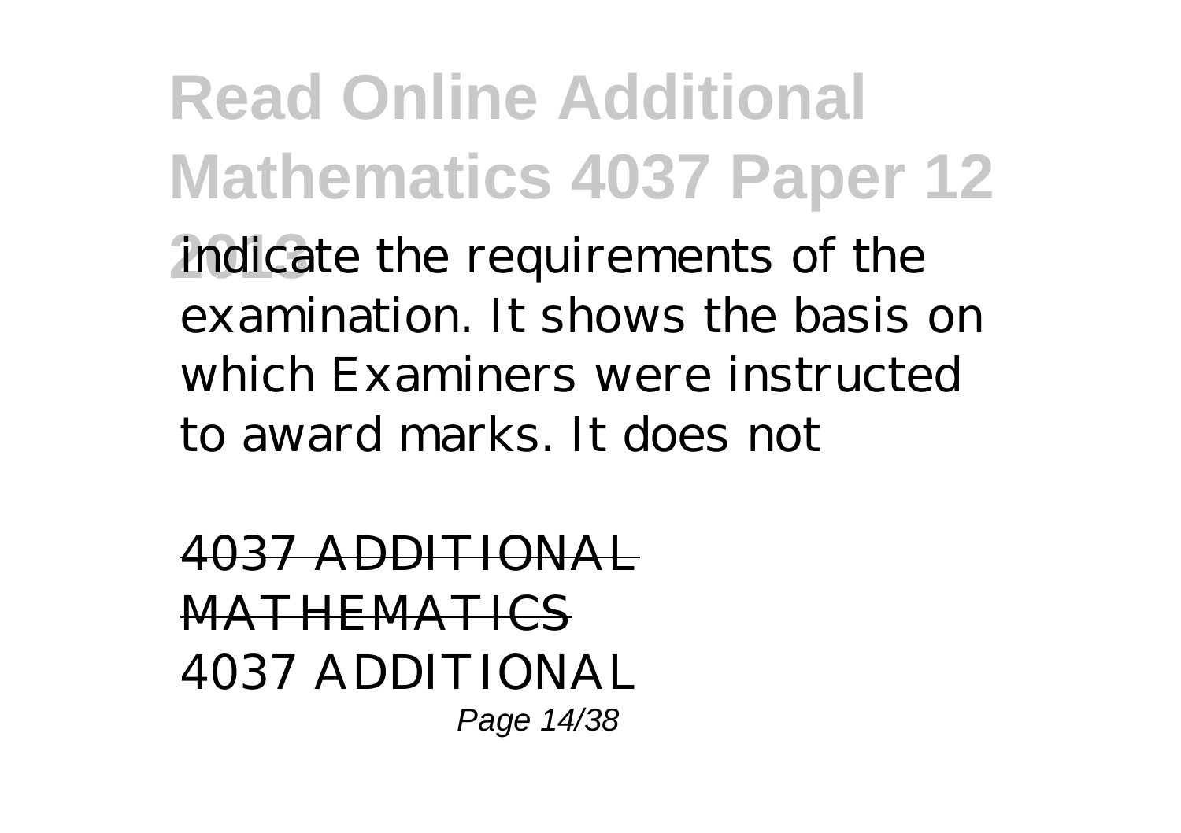indicate the requirements of the examination. It shows the basis on which Examiners were instructed to award marks. It does not

4037 ADDITIONAL MATHEMATICS

4037 ADDITIONAL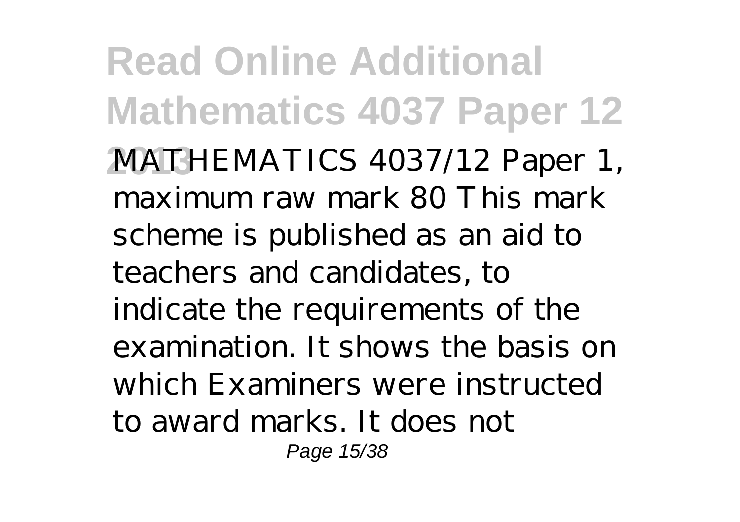MATHEMATICS 4037/12 Paper 1, maximum raw mark 80 This mark scheme is published as an aid to teachers and candidates, to indicate the requirements of the examination. It shows the basis on which Examiners were instructed to award marks. It does not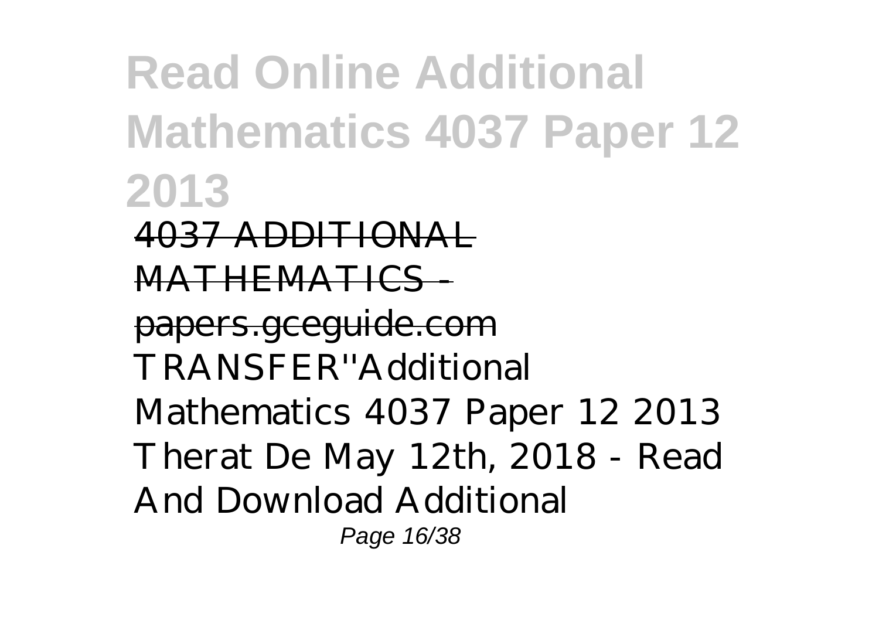# Read Online Additional Mathematics 4037 Paper 12 2013

~~4037 ADDITIONAL MATHEMATICS - papers.gceguide.com~~

TRANSFER''Additional Mathematics 4037 Paper 12 2013 Therat De May 12th, 2018 - Read And Download Additional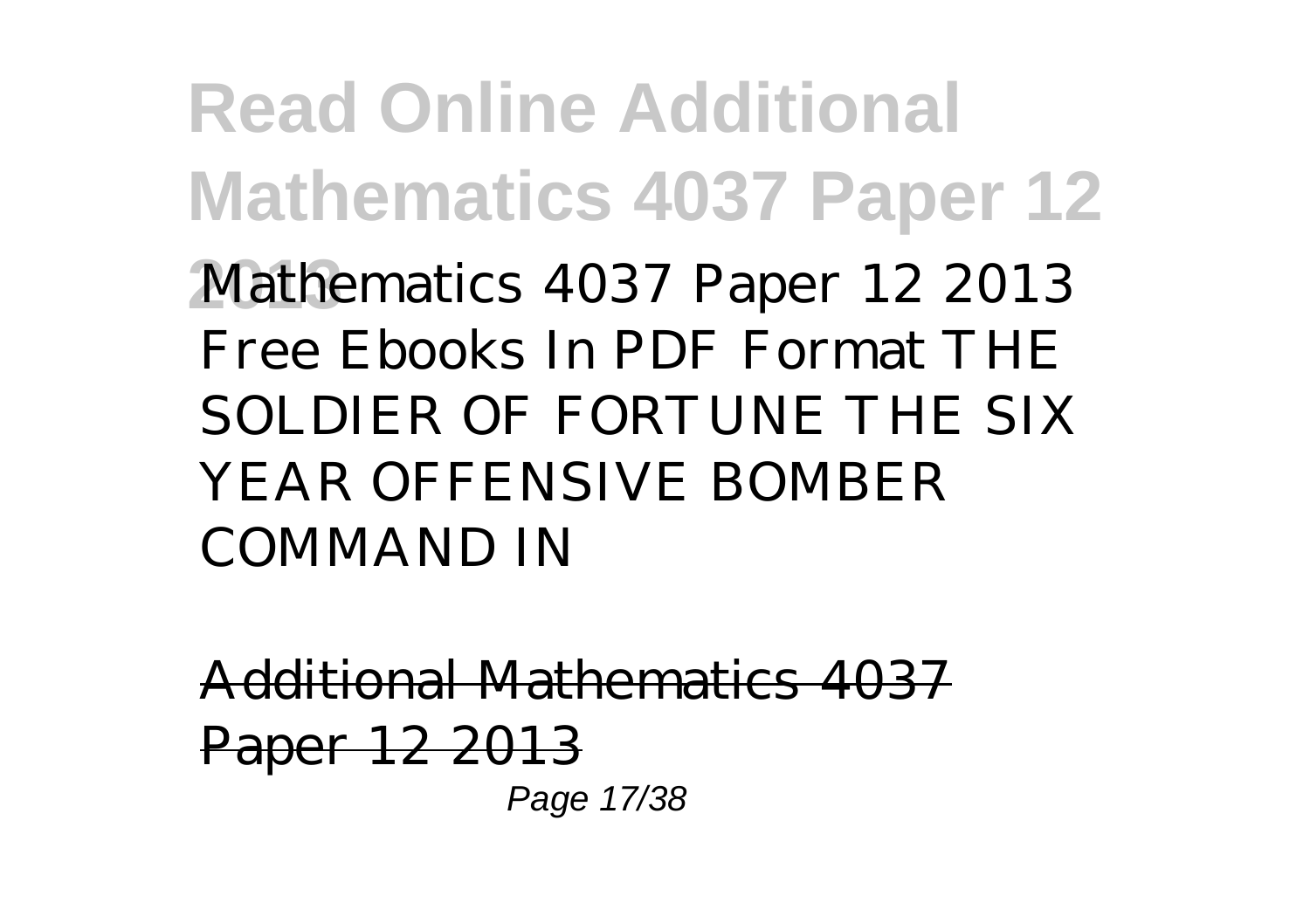Mathematics 4037 Paper 12 2013 Free Ebooks In PDF Format THE SOLDIER OF FORTUNE THE SIX YEAR OFFENSIVE BOMBER COMMAND IN

Additional Mathematics 4037 Paper 12 2013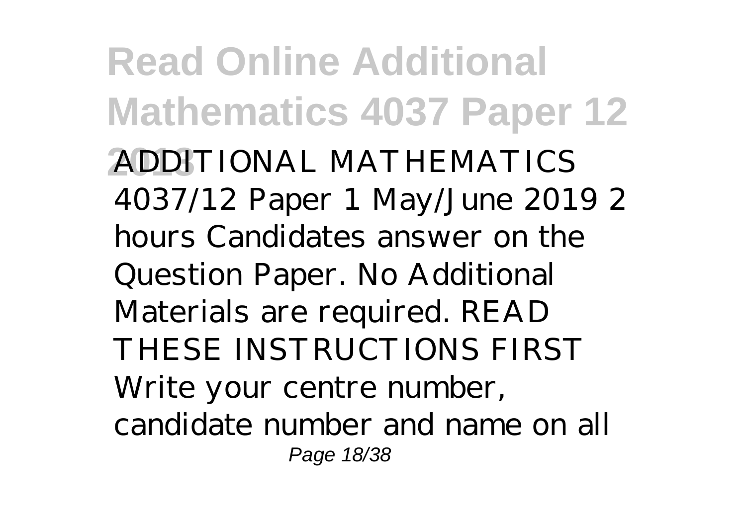ADDITIONAL MATHEMATICS 4037/12 Paper 1 May/June 2019 2 hours Candidates answer on the Question Paper. No Additional Materials are required. READ THESE INSTRUCTIONS FIRST Write your centre number, candidate number and name on all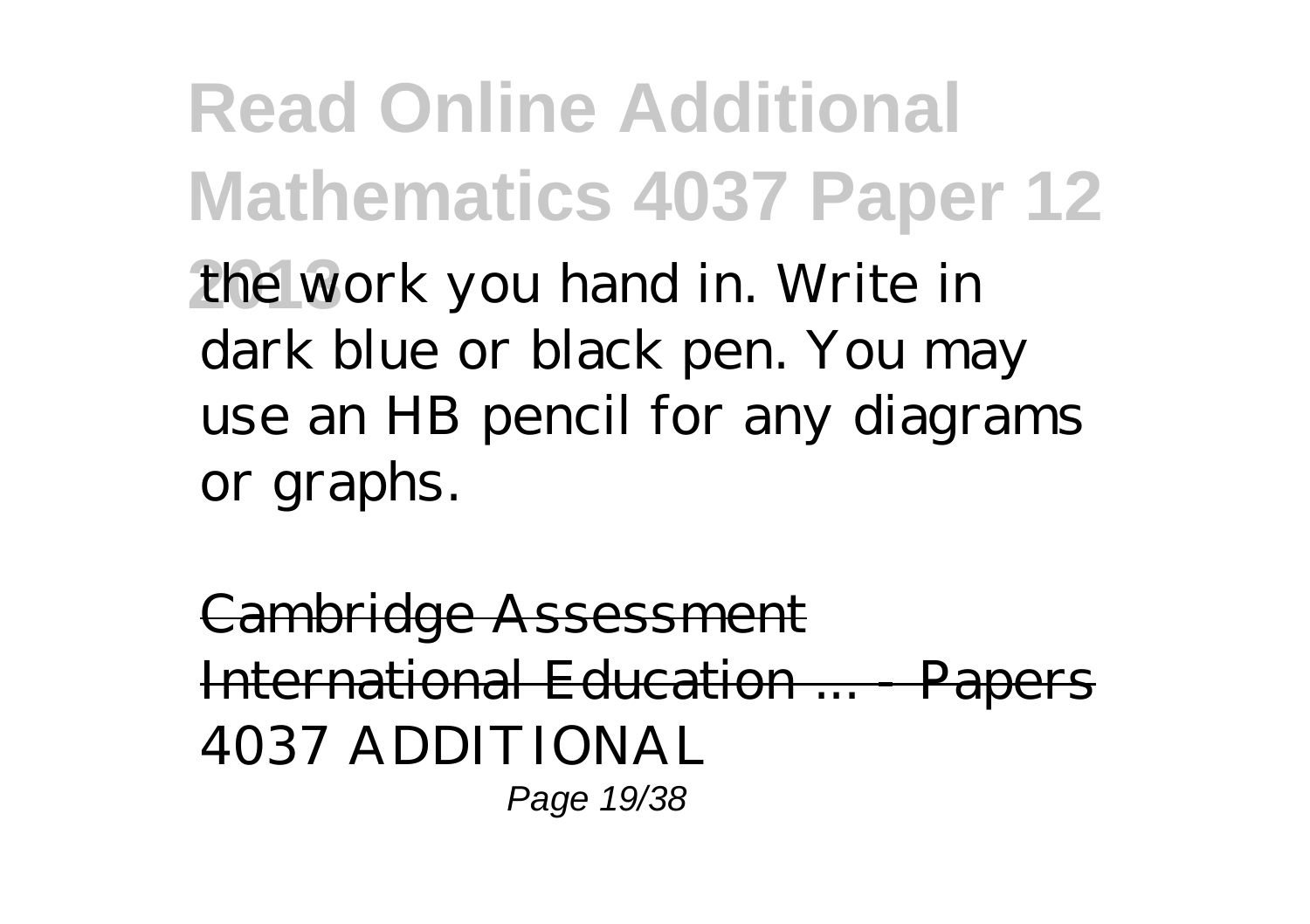the work you hand in. Write in dark blue or black pen. You may use an HB pencil for any diagrams or graphs.

Cambridge Assessment International Education ... - Papers

4037 ADDITIONAL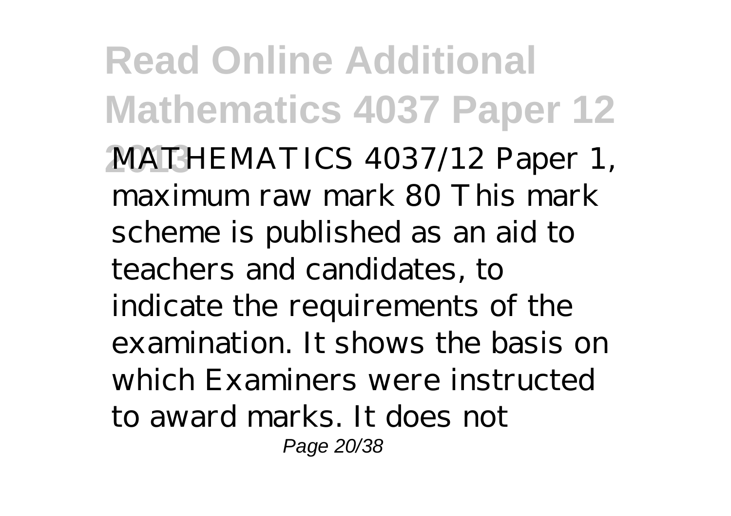MATHEMATICS 4037/12 Paper 1, maximum raw mark 80 This mark scheme is published as an aid to teachers and candidates, to indicate the requirements of the examination. It shows the basis on which Examiners were instructed to award marks. It does not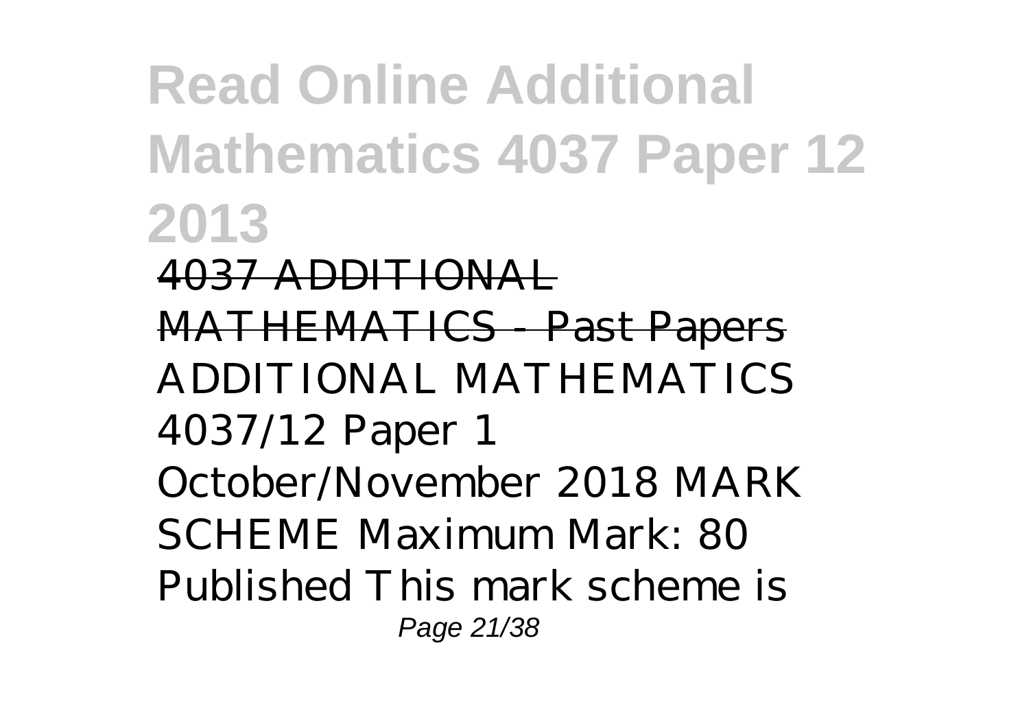**Read Online Additional Mathematics 4037 Paper 12 2013**

4037 ADDITIONAL MATHEMATICS - Past Papers

ADDITIONAL MATHEMATICS 4037/12 Paper 1 October/November 2018 MARK SCHEME Maximum Mark: 80 Published This mark scheme is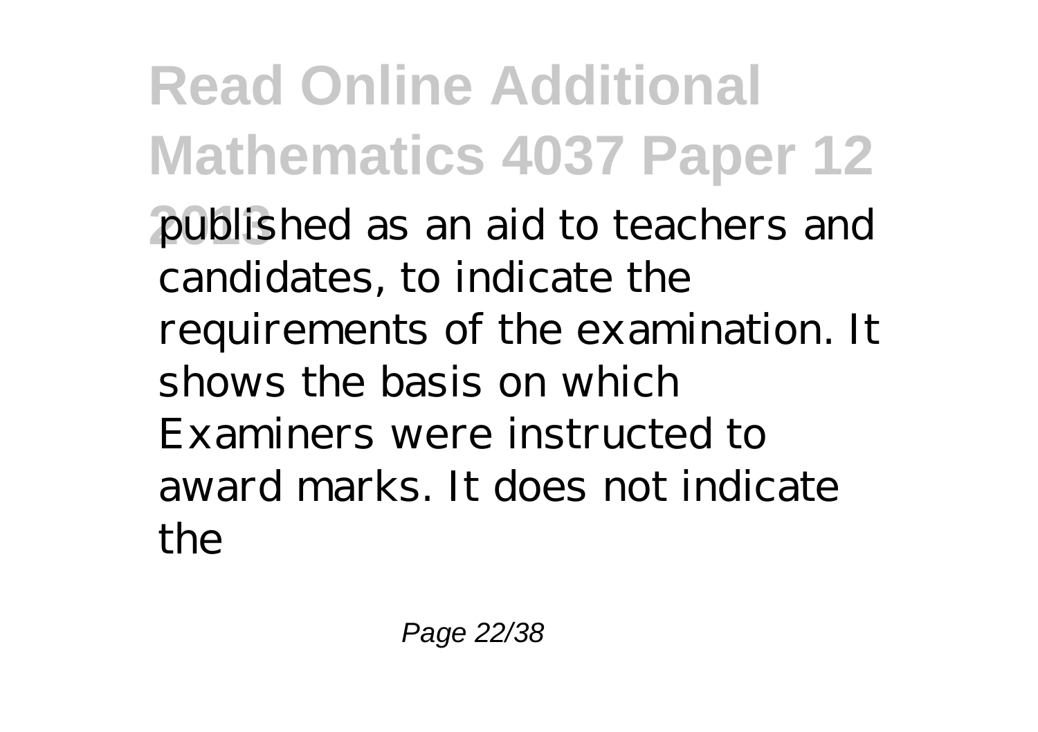published as an aid to teachers and candidates, to indicate the requirements of the examination. It shows the basis on which Examiners were instructed to award marks. It does not indicate the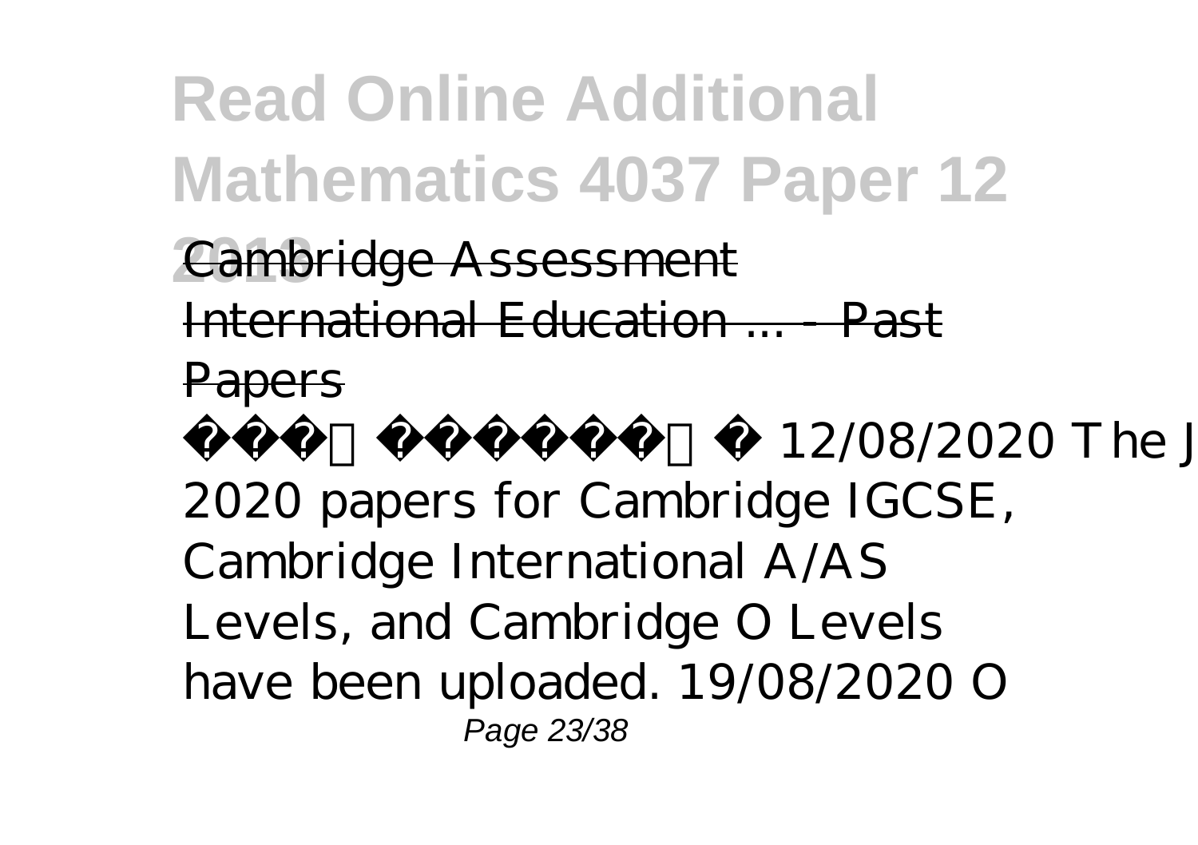Cambridge Assessment International Education ... - Past Papers

12/08/2020 The J 2020 papers for Cambridge IGCSE, Cambridge International A/AS Levels, and Cambridge O Levels have been uploaded. 19/08/2020 O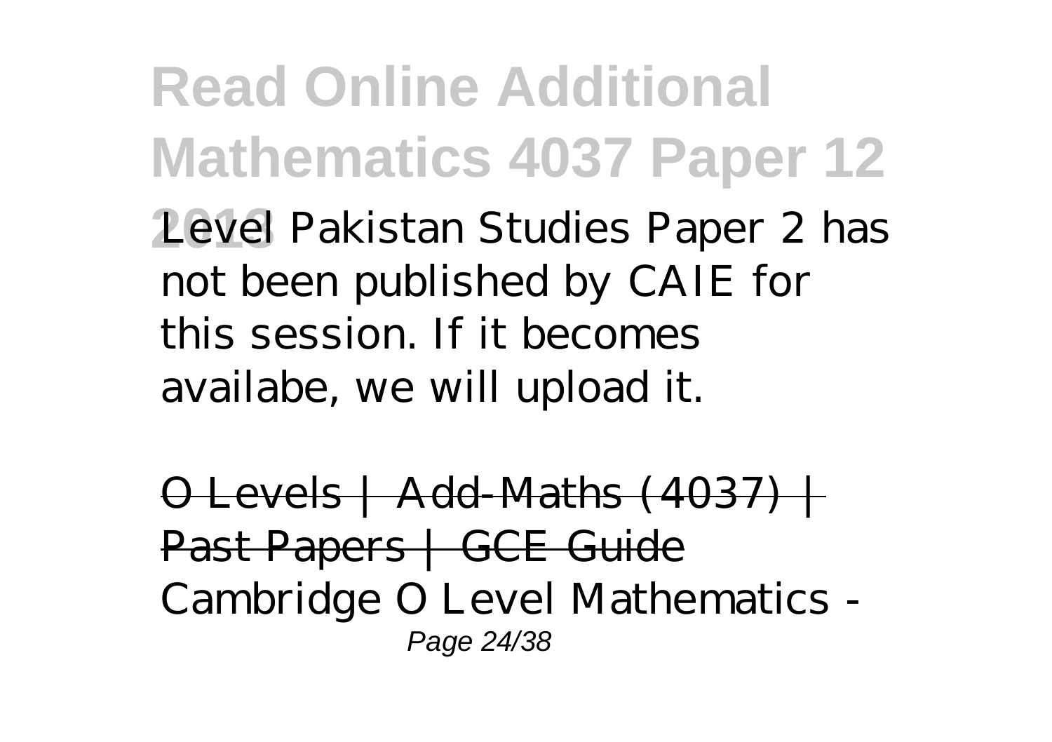Level Pakistan Studies Paper 2 has not been published by CAIE for this session. If it becomes availabe, we will upload it.

O Levels | Add-Maths (4037) | Past Papers | GCE Guide

Cambridge O Level Mathematics -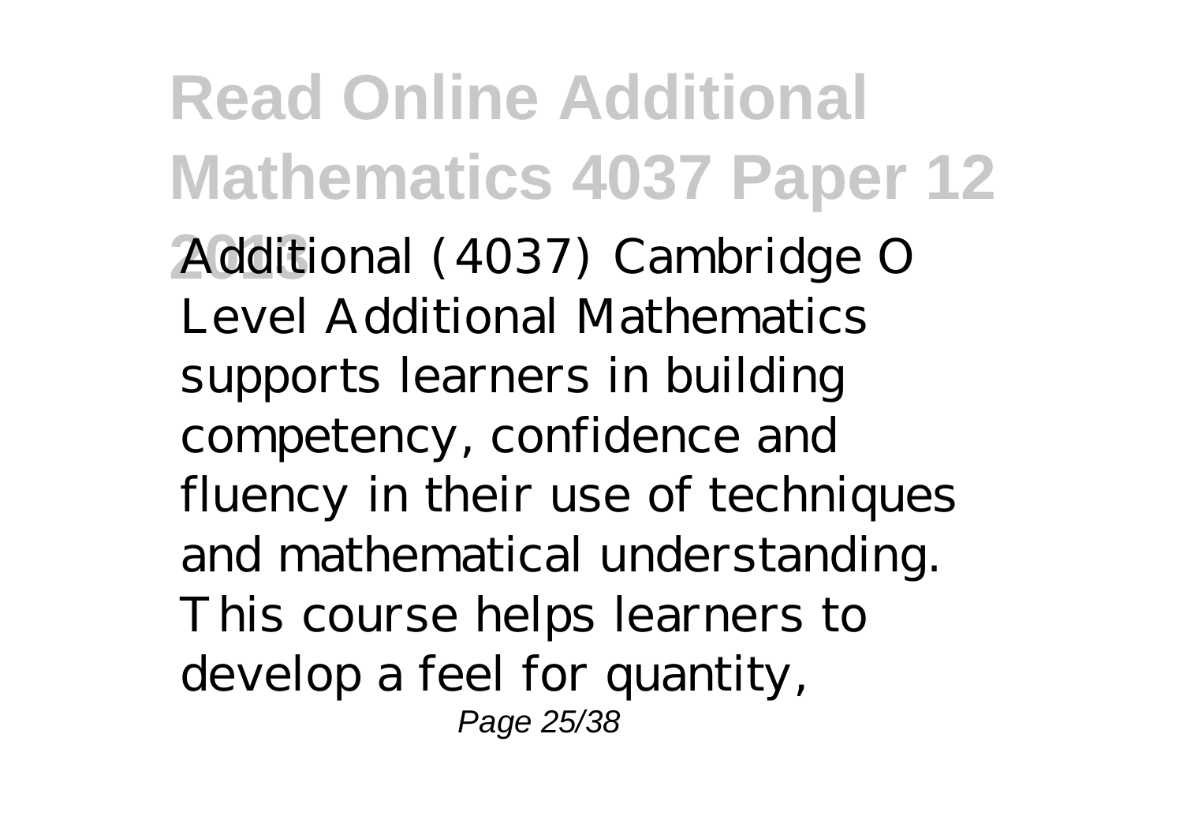Additional (4037) Cambridge O Level Additional Mathematics supports learners in building competency, confidence and fluency in their use of techniques and mathematical understanding. This course helps learners to develop a feel for quantity,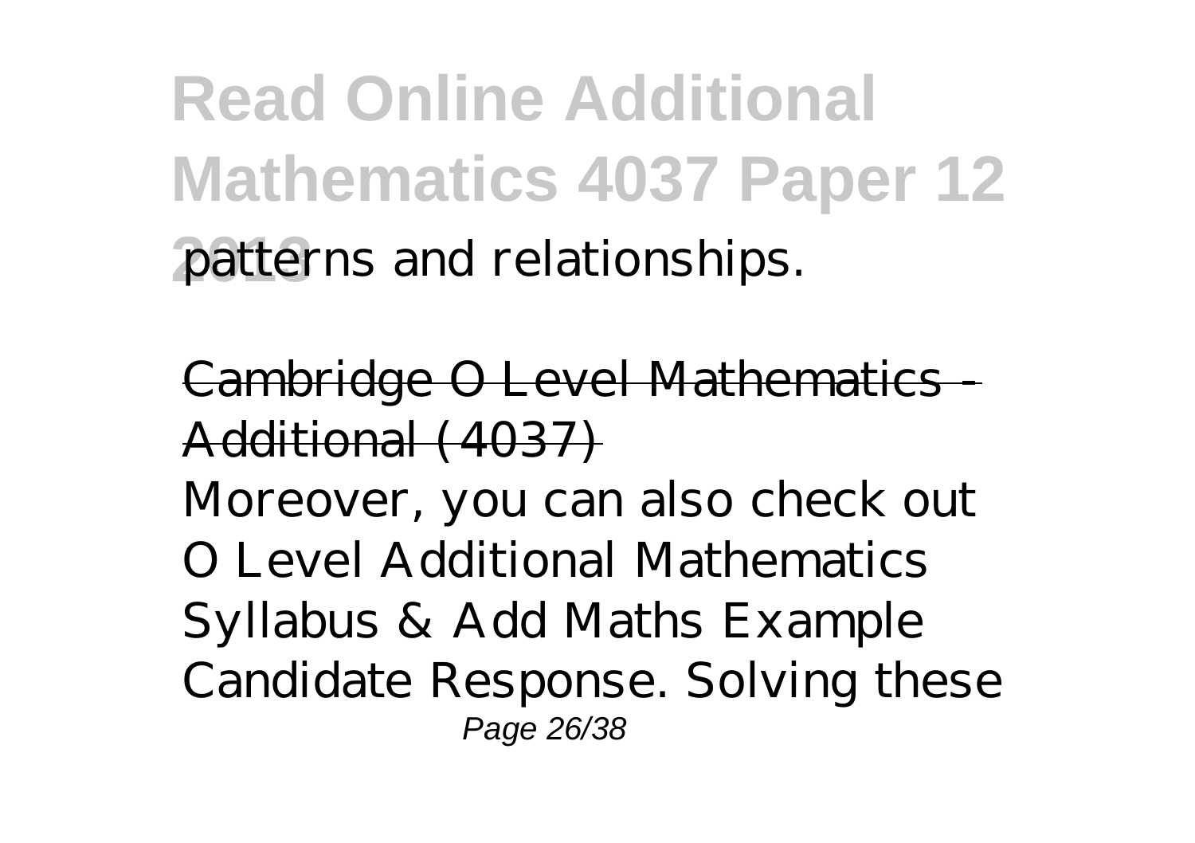patterns and relationships.

Cambridge O Level Mathematics - Additional (4037)

Moreover, you can also check out O Level Additional Mathematics Syllabus & Add Maths Example Candidate Response. Solving these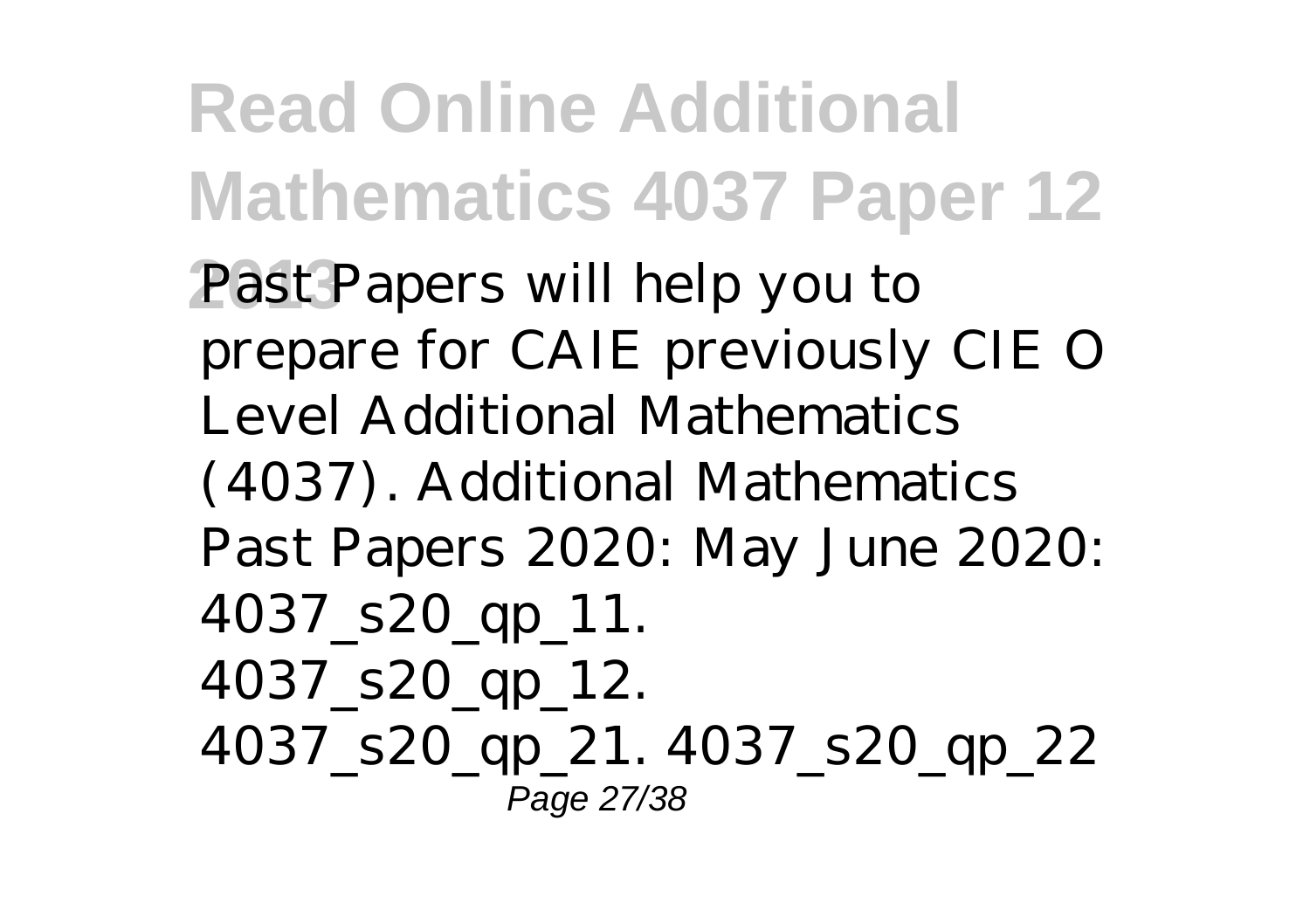Past Papers will help you to prepare for CAIE previously CIE O Level Additional Mathematics (4037). Additional Mathematics Past Papers 2020: May June 2020: 4037_s20_qp_11. 4037_s20_qp_12. 4037_s20_qp_21. 4037_s20_qp_22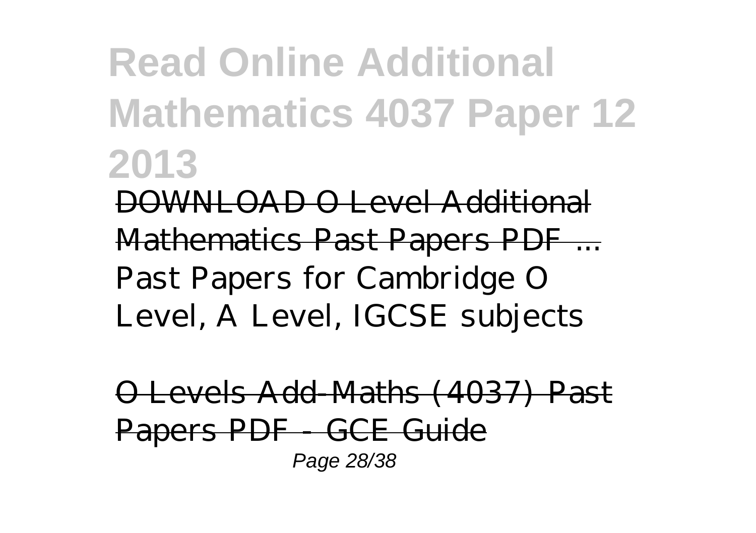# Read Online Additional Mathematics 4037 Paper 12 2013

DOWNLOAD O Level Additional Mathematics Past Papers PDF ...
Past Papers for Cambridge O Level, A Level, IGCSE subjects

O Levels Add-Maths (4037) Past Papers PDF - GCE Guide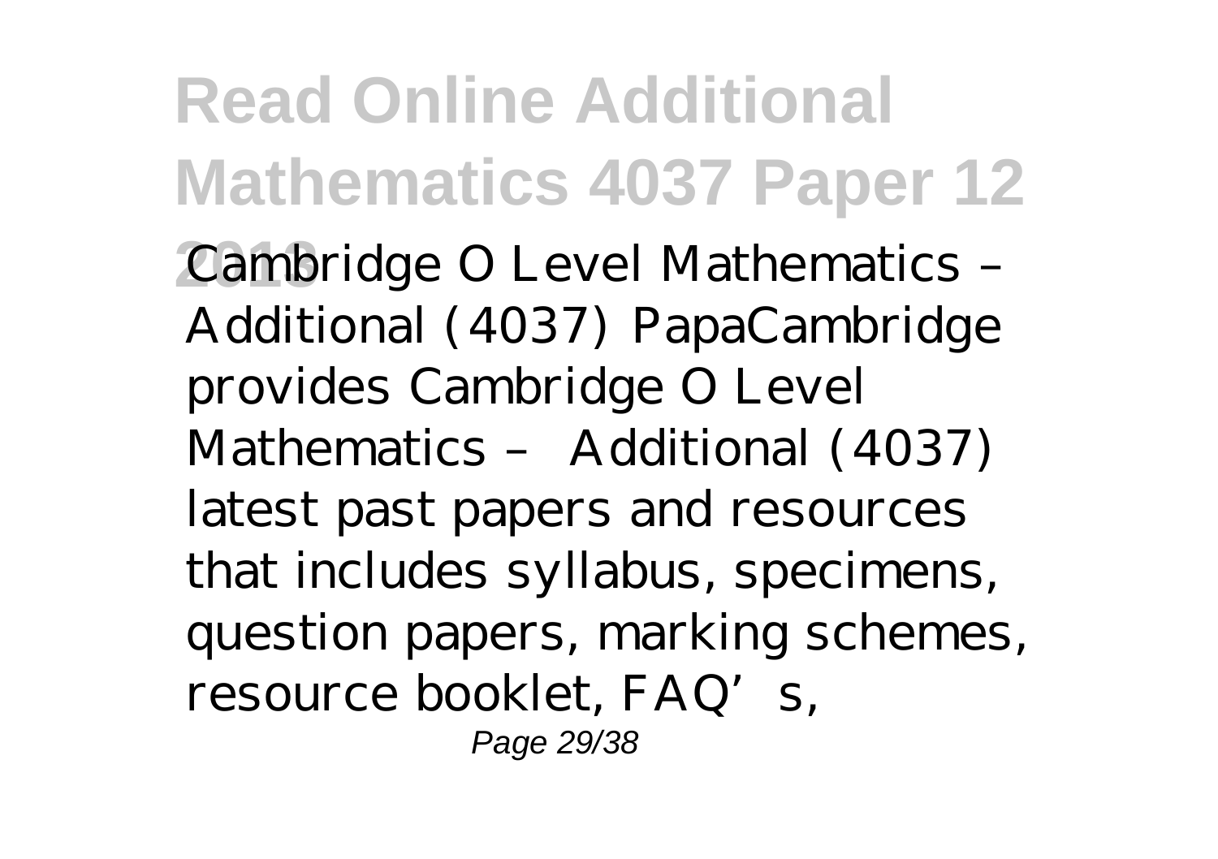Cambridge O Level Mathematics – Additional (4037) PapaCambridge provides Cambridge O Level Mathematics – Additional (4037) latest past papers and resources that includes syllabus, specimens, question papers, marking schemes, resource booklet, FAQ's,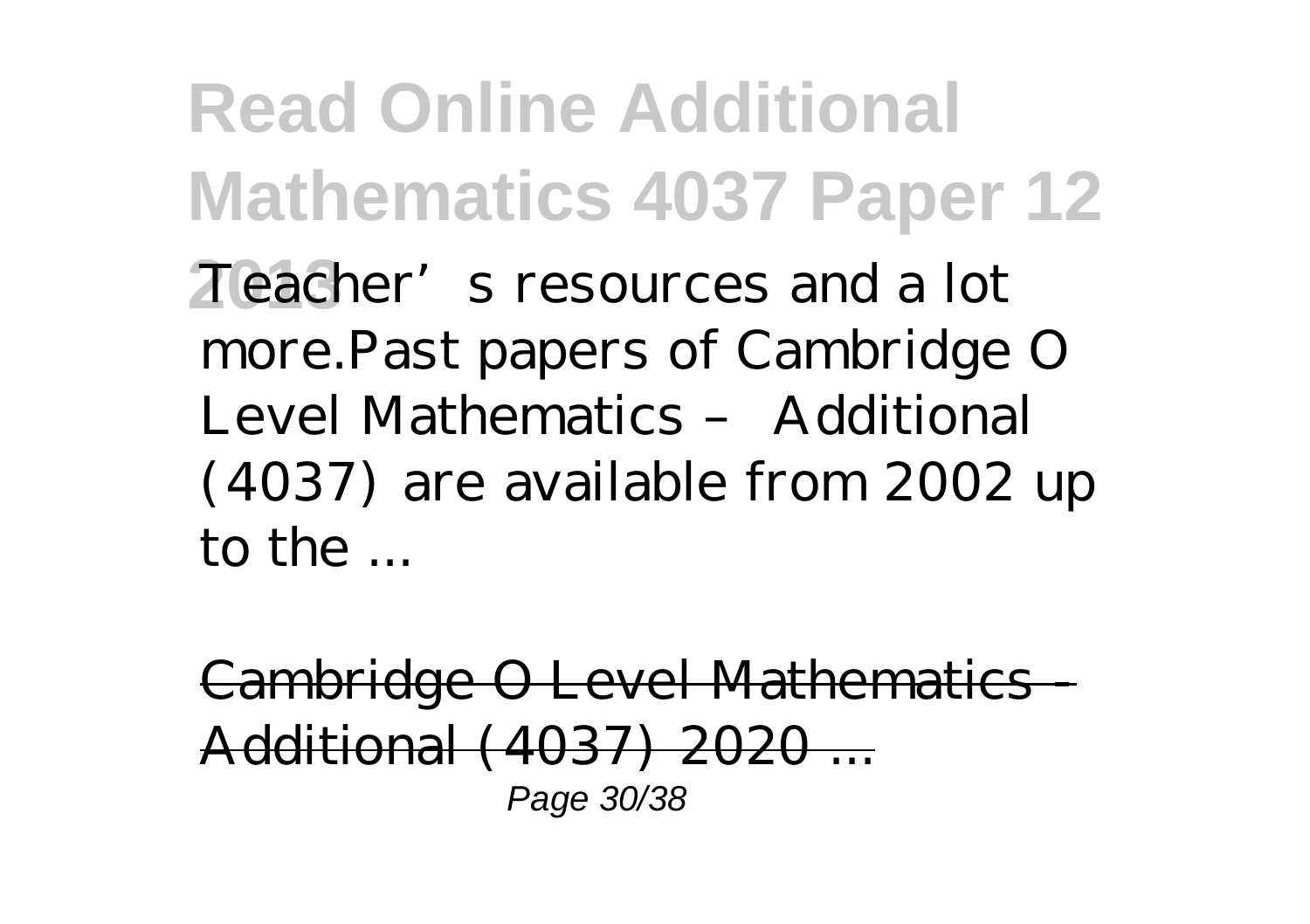Teacher's resources and a lot more.Past papers of Cambridge O Level Mathematics – Additional (4037) are available from 2002 up to the ...

Cambridge O Level Mathematics - Additional (4037) 2020 ...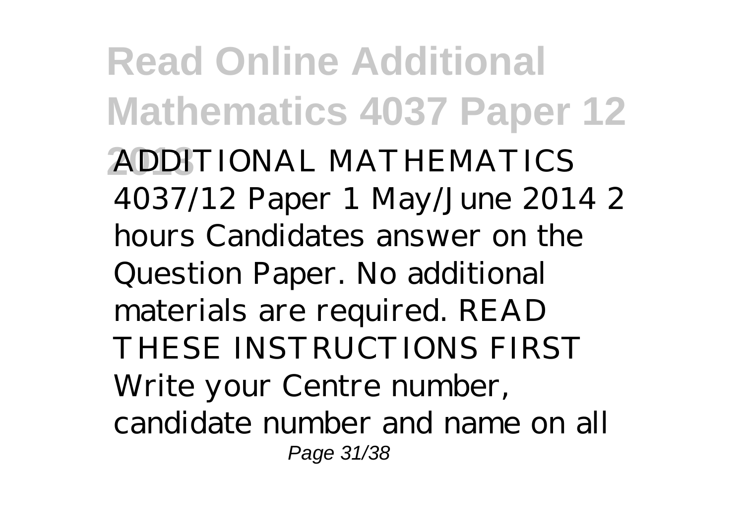ADDITIONAL MATHEMATICS 4037/12 Paper 1 May/June 2014 2 hours Candidates answer on the Question Paper. No additional materials are required. READ THESE INSTRUCTIONS FIRST Write your Centre number, candidate number and name on all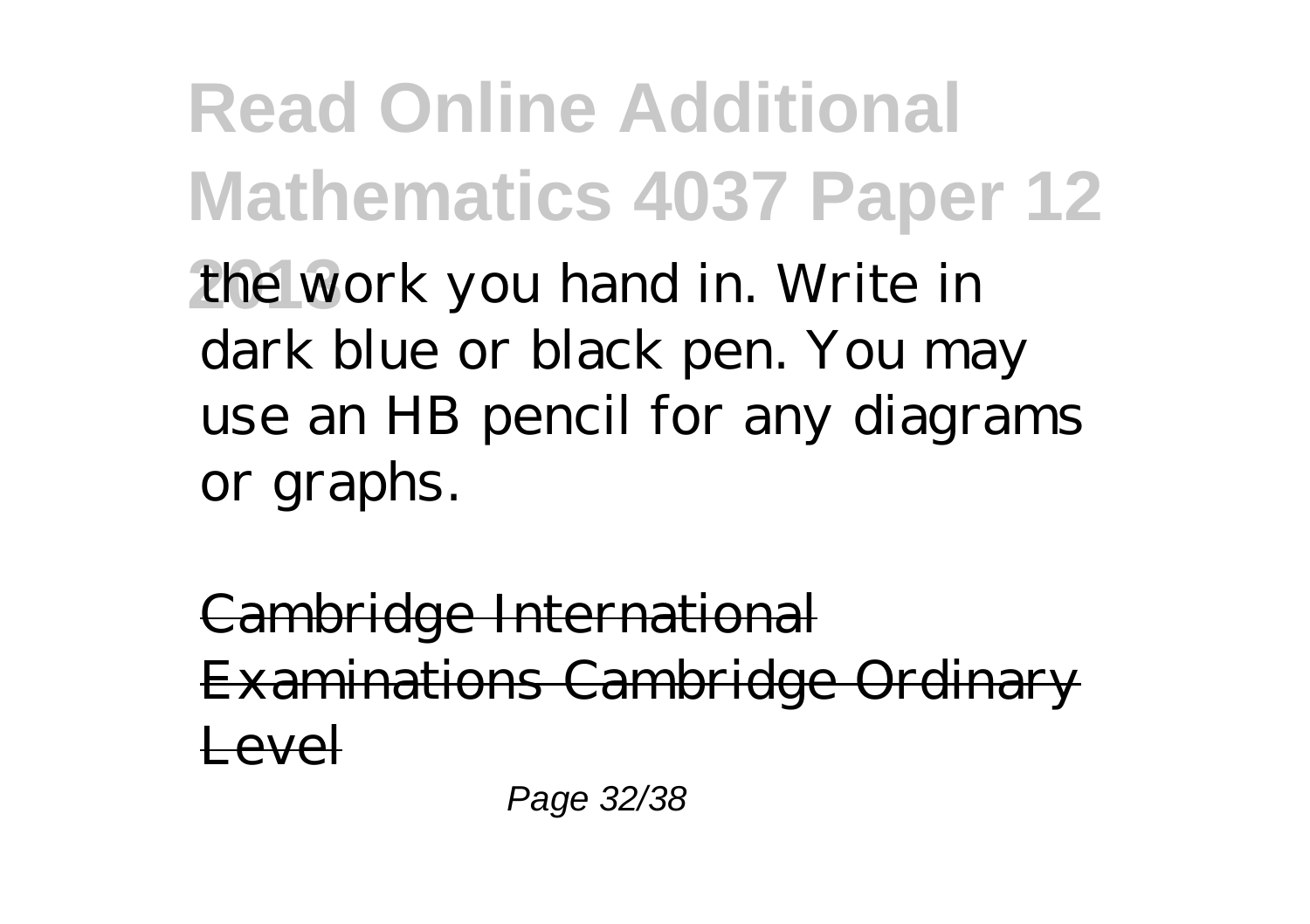the work you hand in. Write in dark blue or black pen. You may use an HB pencil for any diagrams or graphs.

Cambridge International Examinations Cambridge Ordinary Level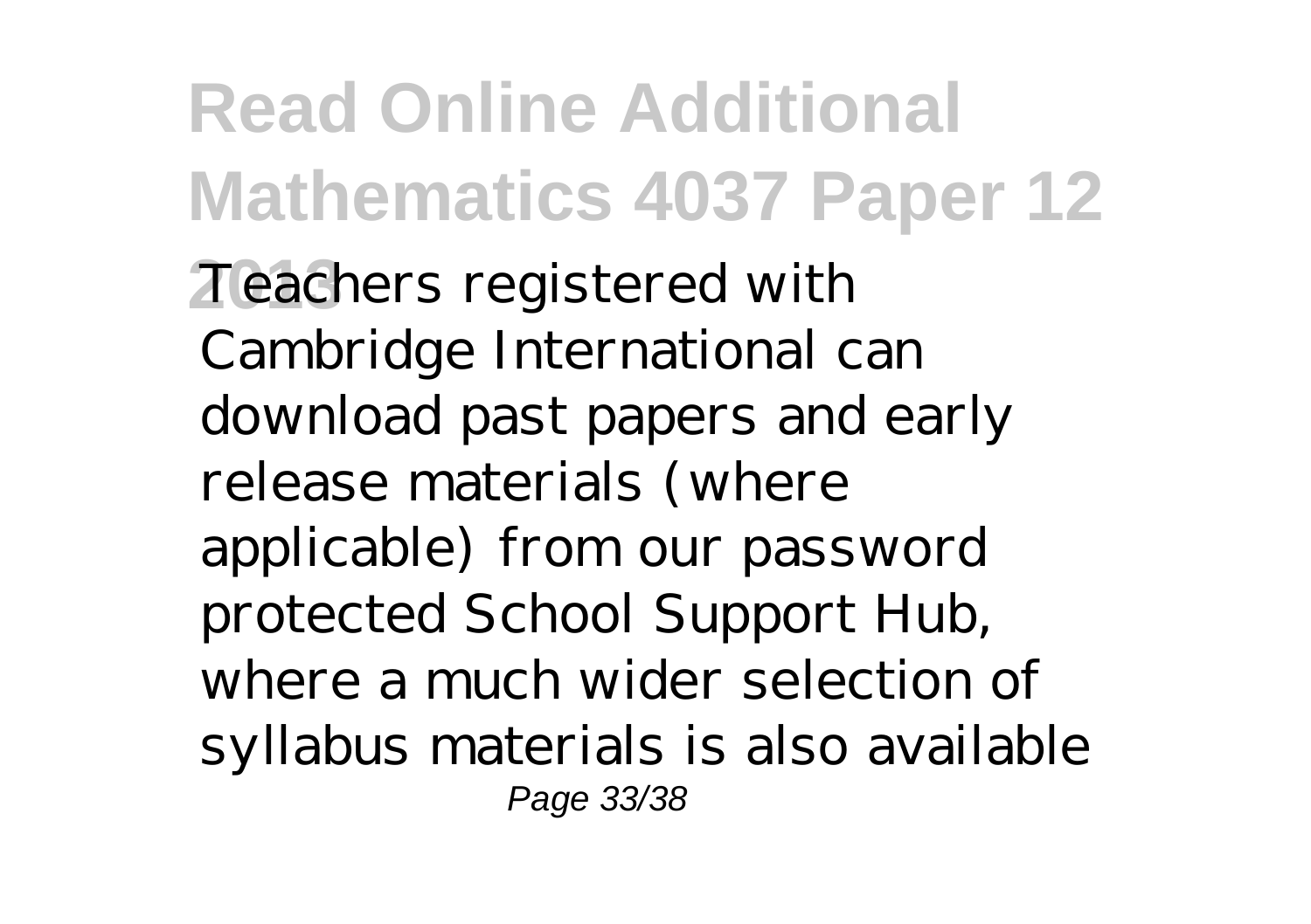Teachers registered with Cambridge International can download past papers and early release materials (where applicable) from our password protected School Support Hub, where a much wider selection of syllabus materials is also available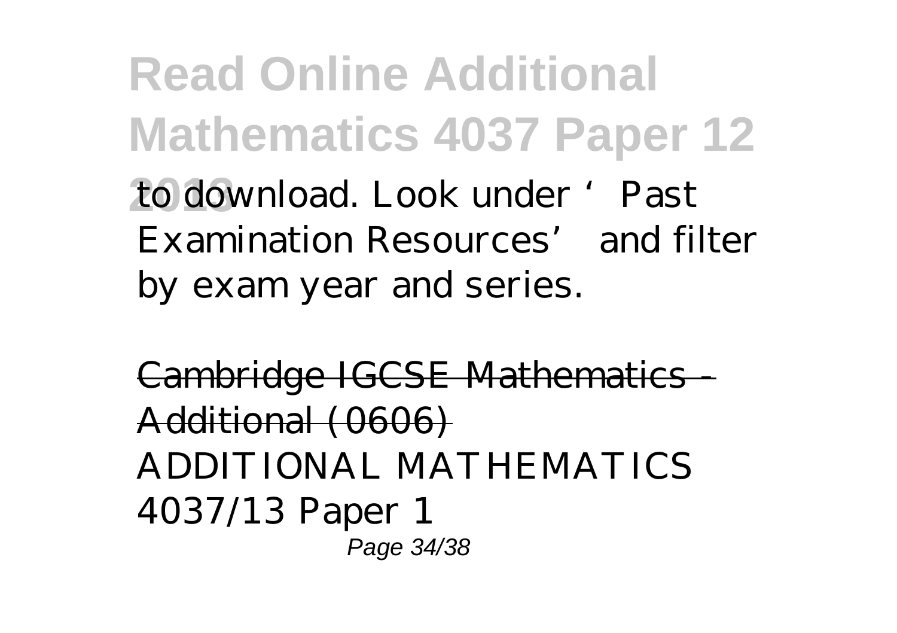to download. Look under 'Past Examination Resources' and filter by exam year and series.

Cambridge IGCSE Mathematics - Additional (0606)

ADDITIONAL MATHEMATICS 4037/13 Paper 1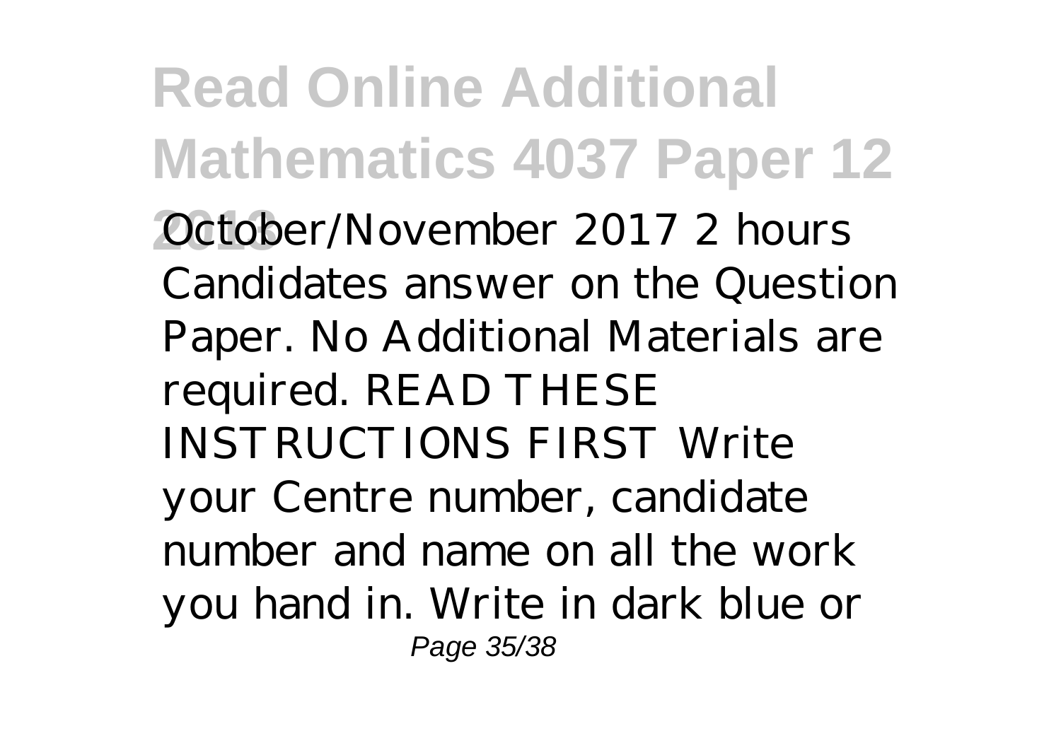October/November 2017 2 hours Candidates answer on the Question Paper. No Additional Materials are required. READ THESE INSTRUCTIONS FIRST Write your Centre number, candidate number and name on all the work you hand in. Write in dark blue or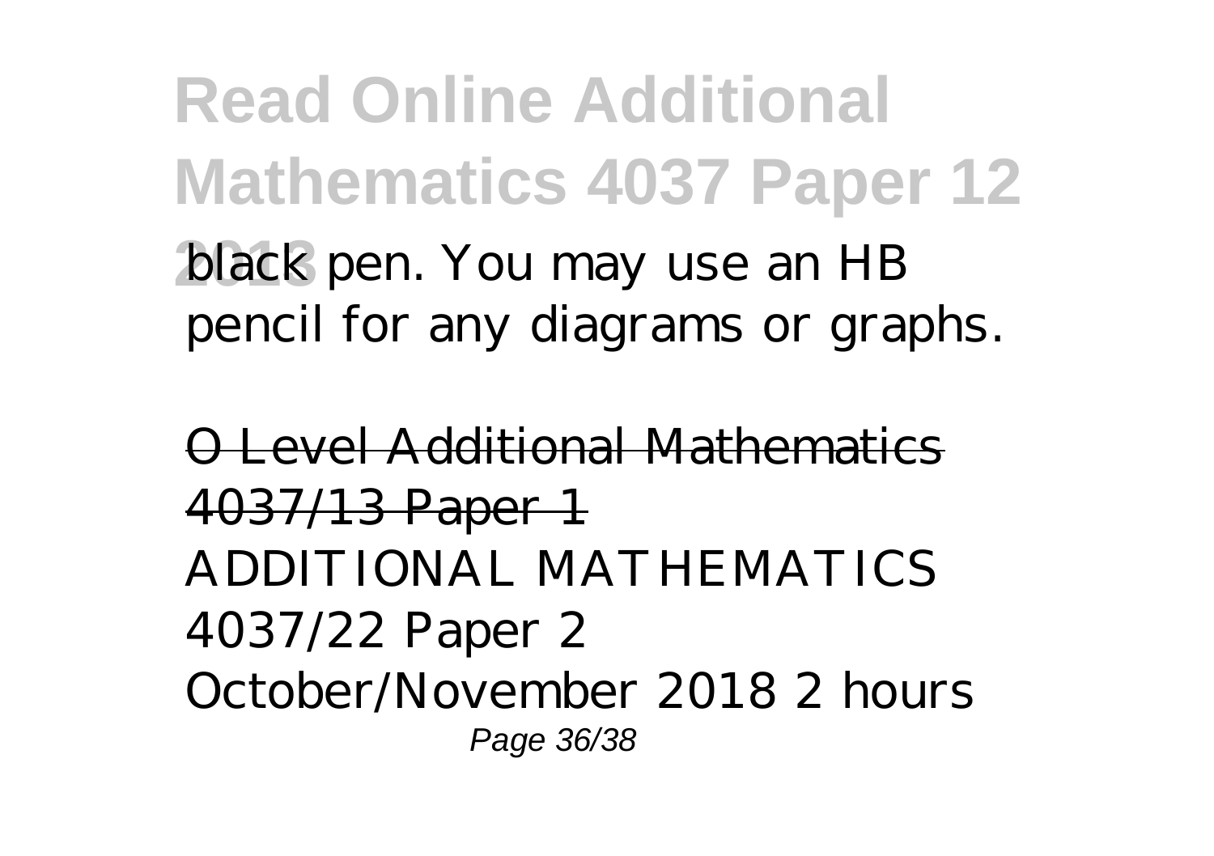black pen. You may use an HB pencil for any diagrams or graphs.

O Level Additional Mathematics 4037/13 Paper 1

ADDITIONAL MATHEMATICS 4037/22 Paper 2 October/November 2018 2 hours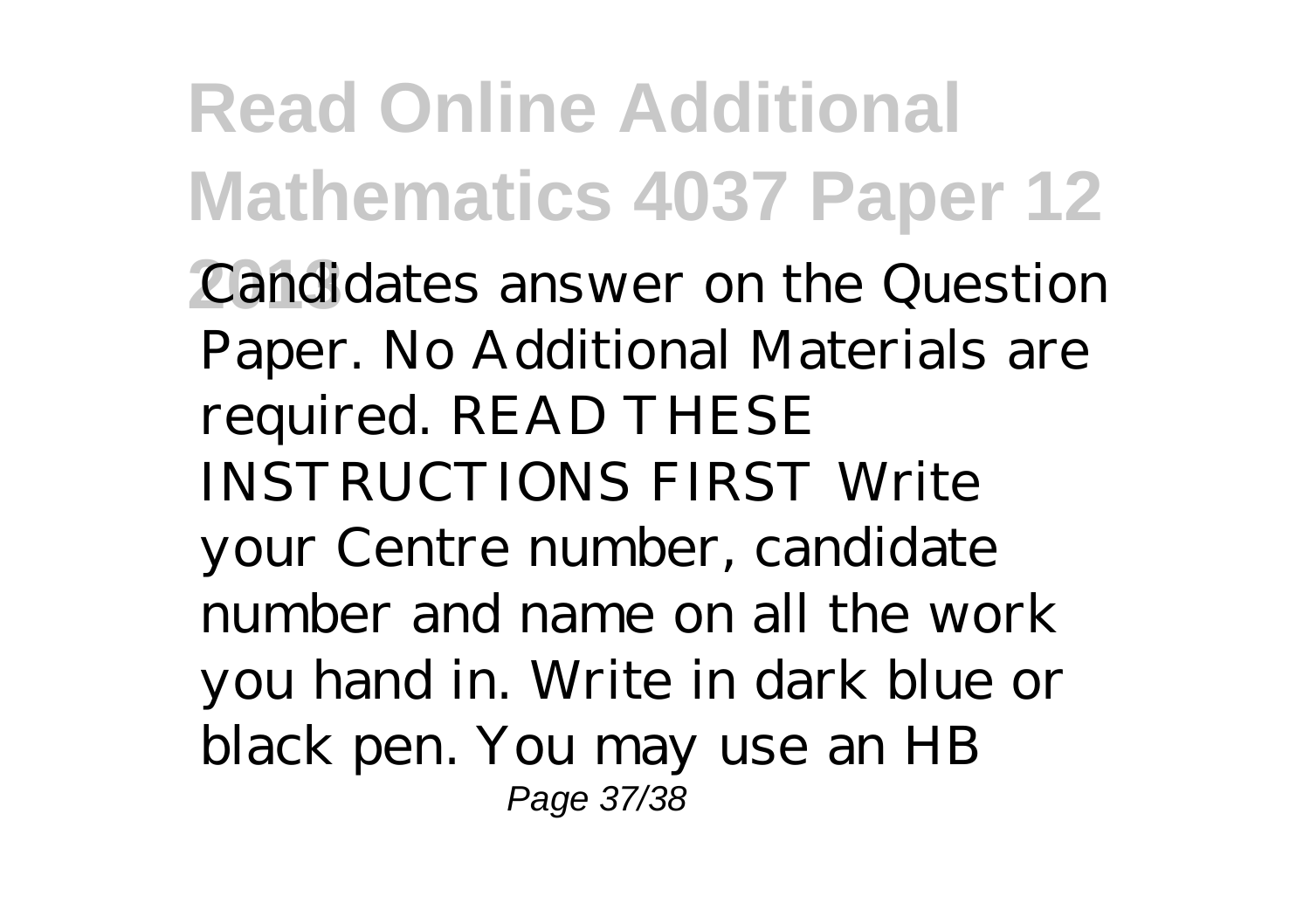Candidates answer on the Question Paper. No Additional Materials are required. READ THESE INSTRUCTIONS FIRST Write your Centre number, candidate number and name on all the work you hand in. Write in dark blue or black pen. You may use an HB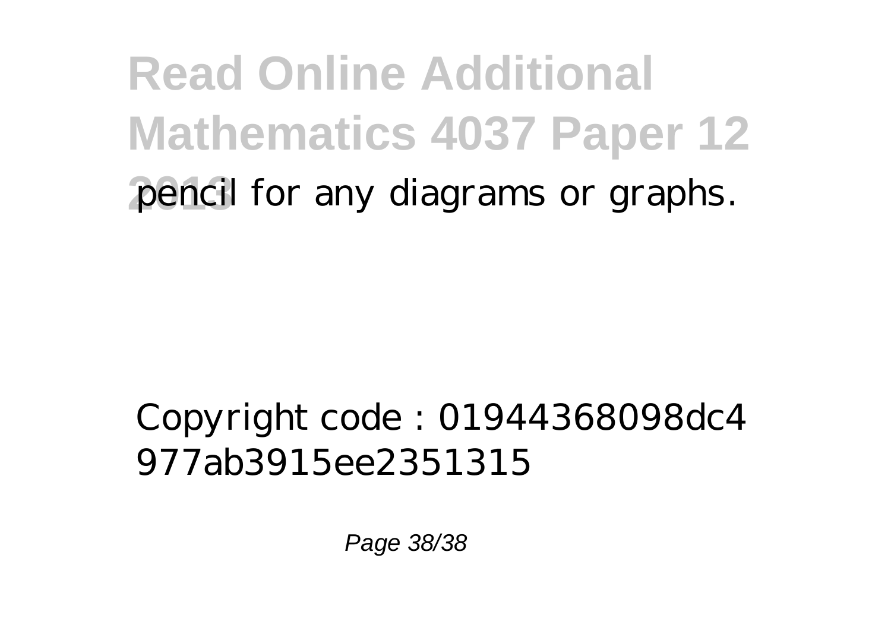pencil for any diagrams or graphs.

Copyright code : 01944368098dc4977ab3915ee2351315